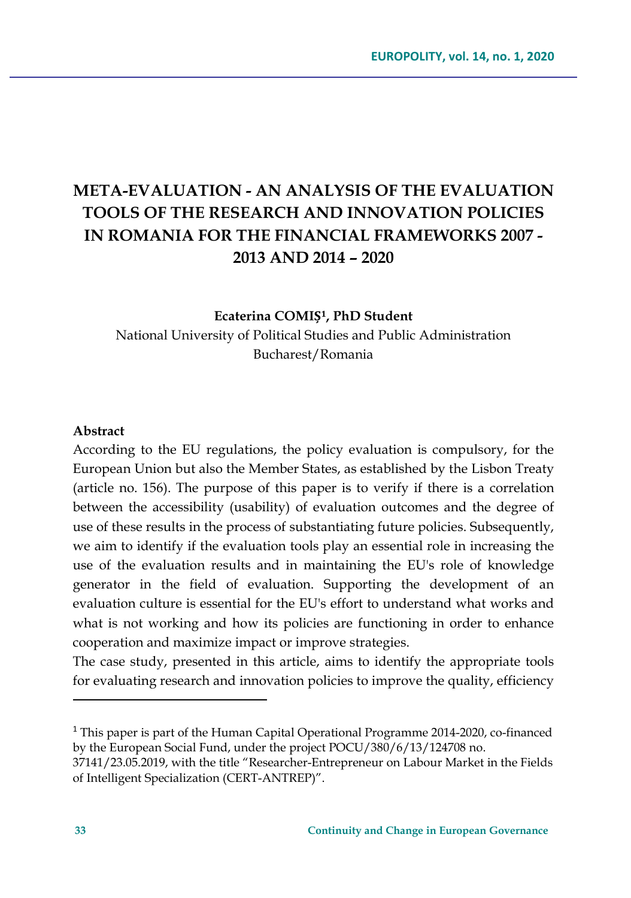# META-EVALUATION - AN ANALYSIS OF THE EVALUATION TOOLS OF THE RESEARCH AND INNOVATION POLICIES IN ROMANIA FOR THE FINANCIAL FRAMEWORKS 2007 - 2013 AND 2014 – 2020

**Ecaterina COMIȘ[1], PhD Student**

National University of Political Studies and Public Administration
Bucharest/Romania

**Abstract**

According to the EU regulations, the policy evaluation is compulsory, for the European Union but also the Member States, as established by the Lisbon Treaty (article no. 156). The purpose of this paper is to verify if there is a correlation between the accessibility (usability) of evaluation outcomes and the degree of use of these results in the process of substantiating future policies. Subsequently, we aim to identify if the evaluation tools play an essential role in increasing the use of the evaluation results and in maintaining the EU's role of knowledge generator in the field of evaluation. Supporting the development of an evaluation culture is essential for the EU's effort to understand what works and what is not working and how its policies are functioning in order to enhance cooperation and maximize impact or improve strategies.

The case study, presented in this article, aims to identify the appropriate tools for evaluating research and innovation policies to improve the quality, efficiency

---

[1] This paper is part of the Human Capital Operational Programme 2014-2020, co-financed by the European Social Fund, under the project POCU/380/6/13/124708 no. 37141/23.05.2019, with the title "Researcher-Entrepreneur on Labour Market in the Fields of Intelligent Specialization (CERT-ANTREP)".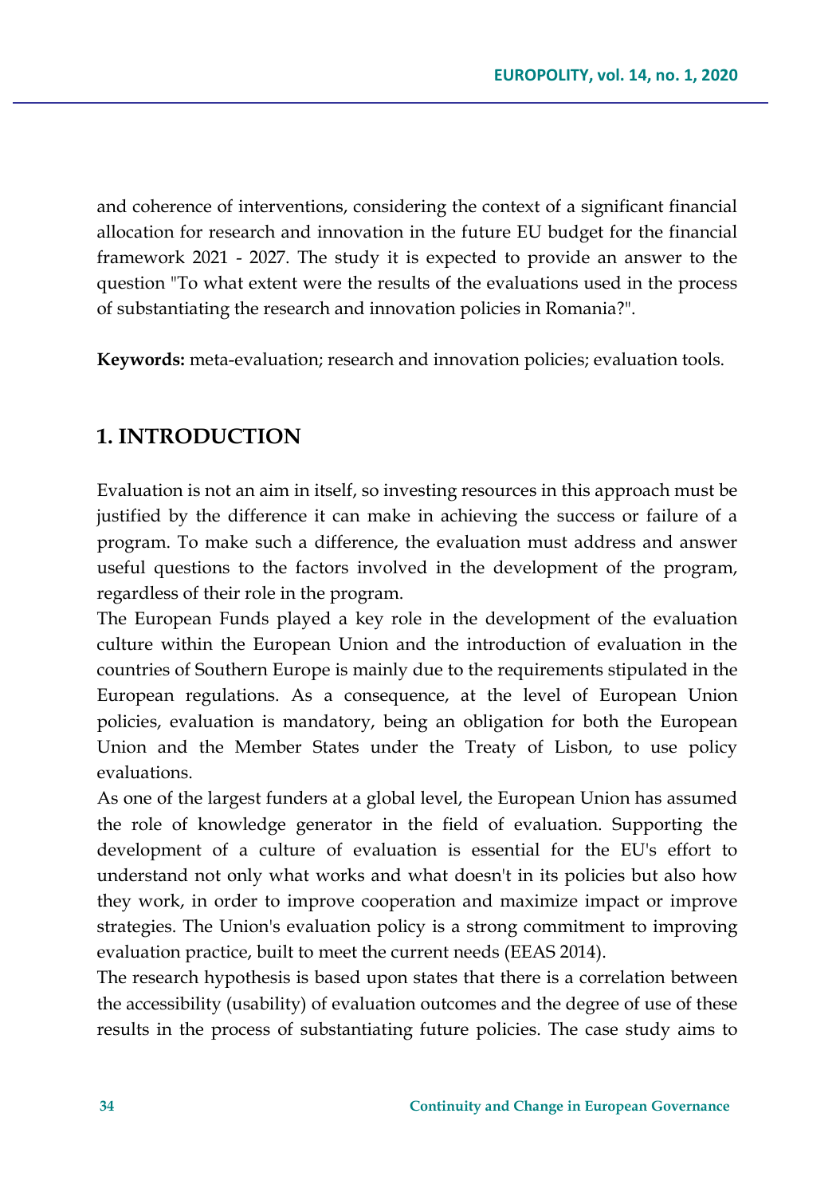and coherence of interventions, considering the context of a significant financial allocation for research and innovation in the future EU budget for the financial framework 2021 - 2027. The study it is expected to provide an answer to the question "To what extent were the results of the evaluations used in the process of substantiating the research and innovation policies in Romania?".

**Keywords:** meta-evaluation; research and innovation policies; evaluation tools.

## 1. INTRODUCTION

Evaluation is not an aim in itself, so investing resources in this approach must be justified by the difference it can make in achieving the success or failure of a program. To make such a difference, the evaluation must address and answer useful questions to the factors involved in the development of the program, regardless of their role in the program.

The European Funds played a key role in the development of the evaluation culture within the European Union and the introduction of evaluation in the countries of Southern Europe is mainly due to the requirements stipulated in the European regulations. As a consequence, at the level of European Union policies, evaluation is mandatory, being an obligation for both the European Union and the Member States under the Treaty of Lisbon, to use policy evaluations.

As one of the largest funders at a global level, the European Union has assumed the role of knowledge generator in the field of evaluation. Supporting the development of a culture of evaluation is essential for the EU's effort to understand not only what works and what doesn't in its policies but also how they work, in order to improve cooperation and maximize impact or improve strategies. The Union's evaluation policy is a strong commitment to improving evaluation practice, built to meet the current needs (EEAS 2014).

The research hypothesis is based upon states that there is a correlation between the accessibility (usability) of evaluation outcomes and the degree of use of these results in the process of substantiating future policies. The case study aims to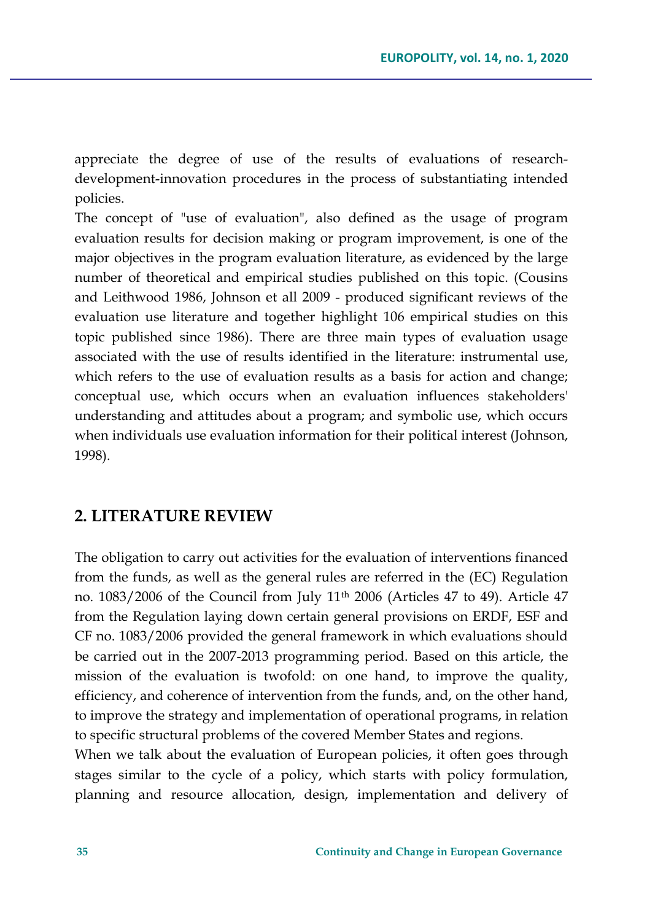appreciate the degree of use of the results of evaluations of research-development-innovation procedures in the process of substantiating intended policies.

The concept of "use of evaluation", also defined as the usage of program evaluation results for decision making or program improvement, is one of the major objectives in the program evaluation literature, as evidenced by the large number of theoretical and empirical studies published on this topic. (Cousins and Leithwood 1986, Johnson et all 2009 - produced significant reviews of the evaluation use literature and together highlight 106 empirical studies on this topic published since 1986). There are three main types of evaluation usage associated with the use of results identified in the literature: instrumental use, which refers to the use of evaluation results as a basis for action and change; conceptual use, which occurs when an evaluation influences stakeholders' understanding and attitudes about a program; and symbolic use, which occurs when individuals use evaluation information for their political interest (Johnson, 1998).

## 2. LITERATURE REVIEW

The obligation to carry out activities for the evaluation of interventions financed from the funds, as well as the general rules are referred in the (EC) Regulation no. 1083/2006 of the Council from July 11th 2006 (Articles 47 to 49). Article 47 from the Regulation laying down certain general provisions on ERDF, ESF and CF no. 1083/2006 provided the general framework in which evaluations should be carried out in the 2007-2013 programming period. Based on this article, the mission of the evaluation is twofold: on one hand, to improve the quality, efficiency, and coherence of intervention from the funds, and, on the other hand, to improve the strategy and implementation of operational programs, in relation to specific structural problems of the covered Member States and regions.

When we talk about the evaluation of European policies, it often goes through stages similar to the cycle of a policy, which starts with policy formulation, planning and resource allocation, design, implementation and delivery of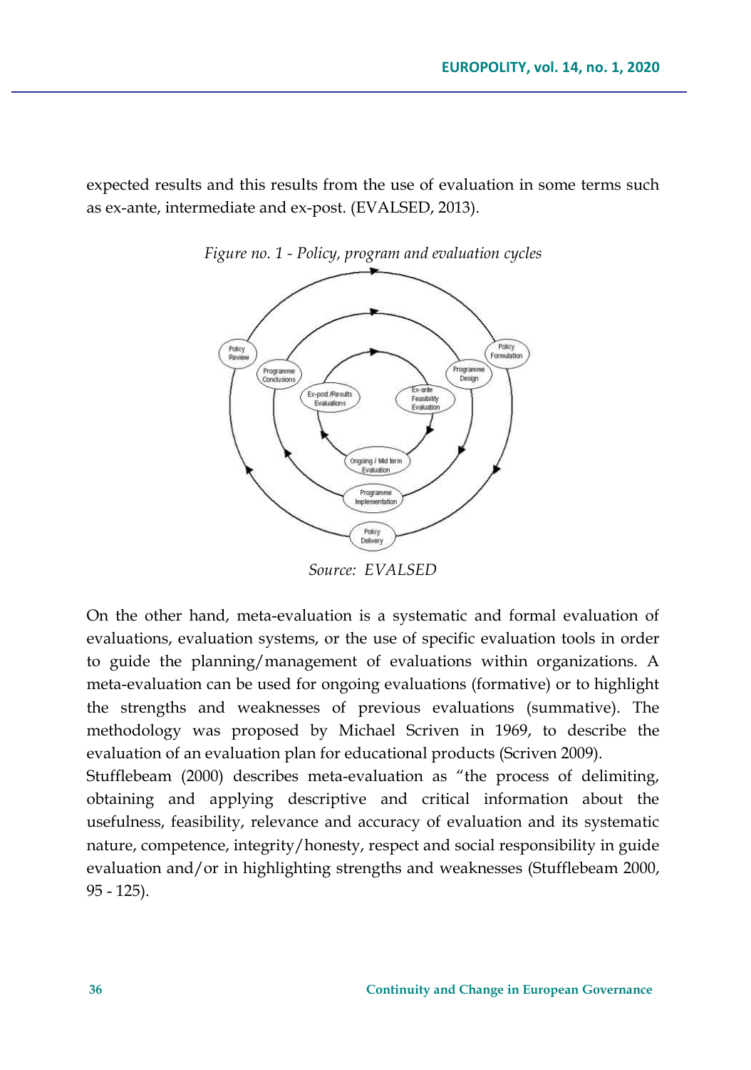expected results and this results from the use of evaluation in some terms such as ex-ante, intermediate and ex-post. (EVALSED, 2013).

*Figure no. 1 - Policy, program and evaluation cycles*

*Source: EVALSED*

On the other hand, meta-evaluation is a systematic and formal evaluation of evaluations, evaluation systems, or the use of specific evaluation tools in order to guide the planning/management of evaluations within organizations. A meta-evaluation can be used for ongoing evaluations (formative) or to highlight the strengths and weaknesses of previous evaluations (summative). The methodology was proposed by Michael Scriven in 1969, to describe the evaluation of an evaluation plan for educational products (Scriven 2009).

Stufflebeam (2000) describes meta-evaluation as "the process of delimiting, obtaining and applying descriptive and critical information about the usefulness, feasibility, relevance and accuracy of evaluation and its systematic nature, competence, integrity/honesty, respect and social responsibility in guide evaluation and/or in highlighting strengths and weaknesses (Stufflebeam 2000, 95 - 125).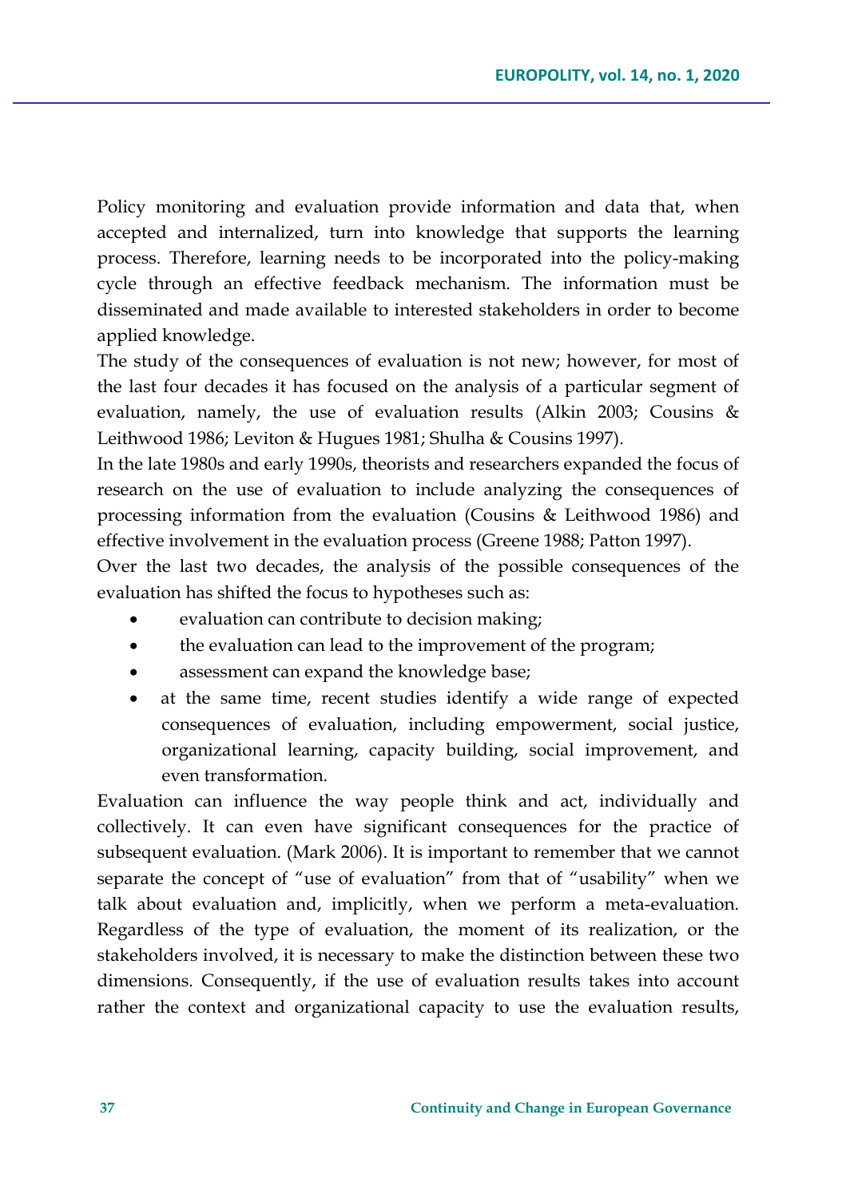Policy monitoring and evaluation provide information and data that, when accepted and internalized, turn into knowledge that supports the learning process. Therefore, learning needs to be incorporated into the policy-making cycle through an effective feedback mechanism. The information must be disseminated and made available to interested stakeholders in order to become applied knowledge.

The study of the consequences of evaluation is not new; however, for most of the last four decades it has focused on the analysis of a particular segment of evaluation, namely, the use of evaluation results (Alkin 2003; Cousins & Leithwood 1986; Leviton & Hugues 1981; Shulha & Cousins 1997).

In the late 1980s and early 1990s, theorists and researchers expanded the focus of research on the use of evaluation to include analyzing the consequences of processing information from the evaluation (Cousins & Leithwood 1986) and effective involvement in the evaluation process (Greene 1988; Patton 1997).

Over the last two decades, the analysis of the possible consequences of the evaluation has shifted the focus to hypotheses such as:

- evaluation can contribute to decision making;
- the evaluation can lead to the improvement of the program;
- assessment can expand the knowledge base;
- at the same time, recent studies identify a wide range of expected consequences of evaluation, including empowerment, social justice, organizational learning, capacity building, social improvement, and even transformation.

Evaluation can influence the way people think and act, individually and collectively. It can even have significant consequences for the practice of subsequent evaluation. (Mark 2006). It is important to remember that we cannot separate the concept of "use of evaluation" from that of "usability" when we talk about evaluation and, implicitly, when we perform a meta-evaluation. Regardless of the type of evaluation, the moment of its realization, or the stakeholders involved, it is necessary to make the distinction between these two dimensions. Consequently, if the use of evaluation results takes into account rather the context and organizational capacity to use the evaluation results,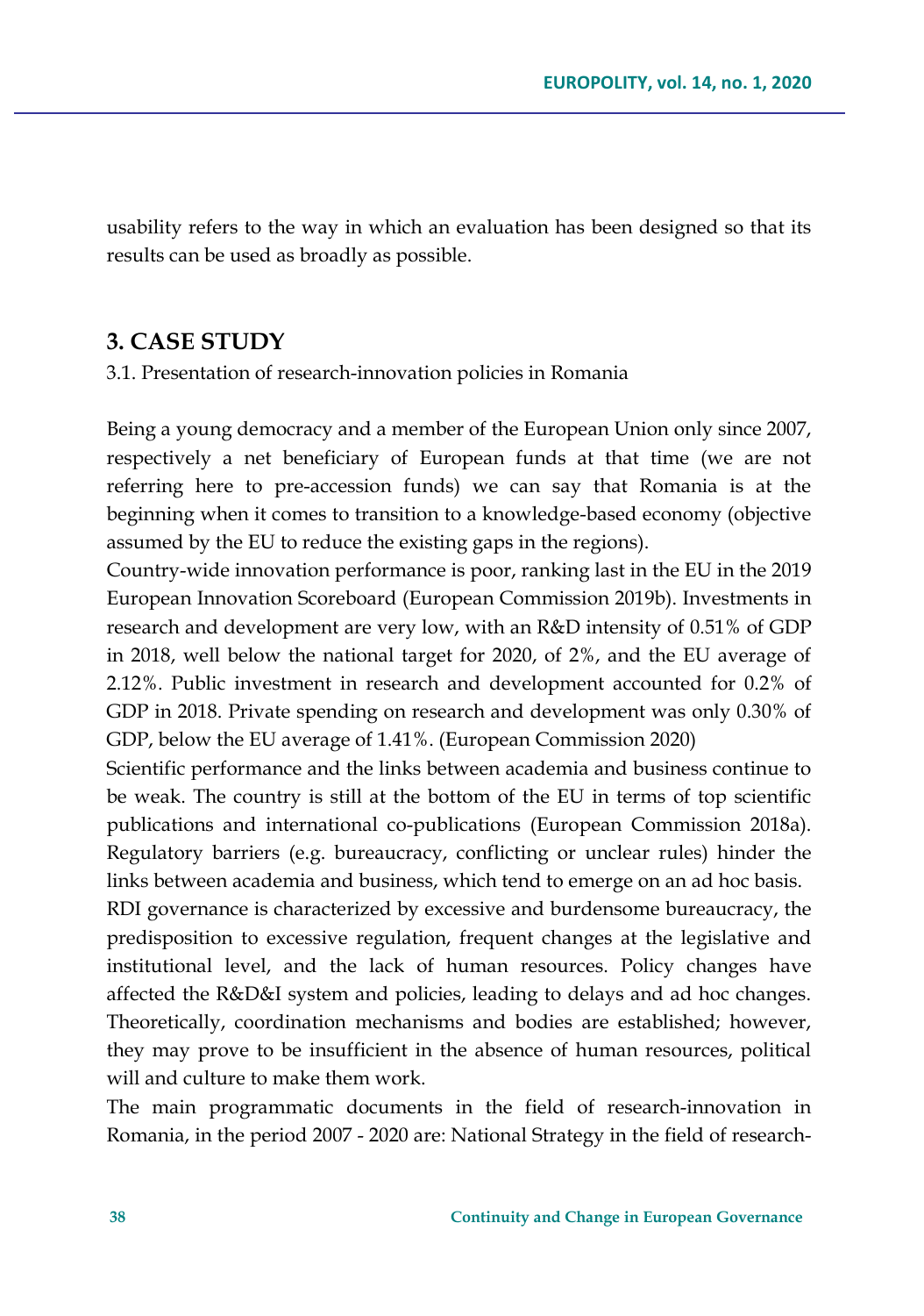usability refers to the way in which an evaluation has been designed so that its results can be used as broadly as possible.

## 3. CASE STUDY

3.1. Presentation of research-innovation policies in Romania

Being a young democracy and a member of the European Union only since 2007, respectively a net beneficiary of European funds at that time (we are not referring here to pre-accession funds) we can say that Romania is at the beginning when it comes to transition to a knowledge-based economy (objective assumed by the EU to reduce the existing gaps in the regions).

Country-wide innovation performance is poor, ranking last in the EU in the 2019 European Innovation Scoreboard (European Commission 2019b). Investments in research and development are very low, with an R&D intensity of 0.51% of GDP in 2018, well below the national target for 2020, of 2%, and the EU average of 2.12%. Public investment in research and development accounted for 0.2% of GDP in 2018. Private spending on research and development was only 0.30% of GDP, below the EU average of 1.41%. (European Commission 2020)

Scientific performance and the links between academia and business continue to be weak. The country is still at the bottom of the EU in terms of top scientific publications and international co-publications (European Commission 2018a). Regulatory barriers (e.g. bureaucracy, conflicting or unclear rules) hinder the links between academia and business, which tend to emerge on an ad hoc basis.

RDI governance is characterized by excessive and burdensome bureaucracy, the predisposition to excessive regulation, frequent changes at the legislative and institutional level, and the lack of human resources. Policy changes have affected the R&D&I system and policies, leading to delays and ad hoc changes. Theoretically, coordination mechanisms and bodies are established; however, they may prove to be insufficient in the absence of human resources, political will and culture to make them work.

The main programmatic documents in the field of research-innovation in Romania, in the period 2007 - 2020 are: National Strategy in the field of research-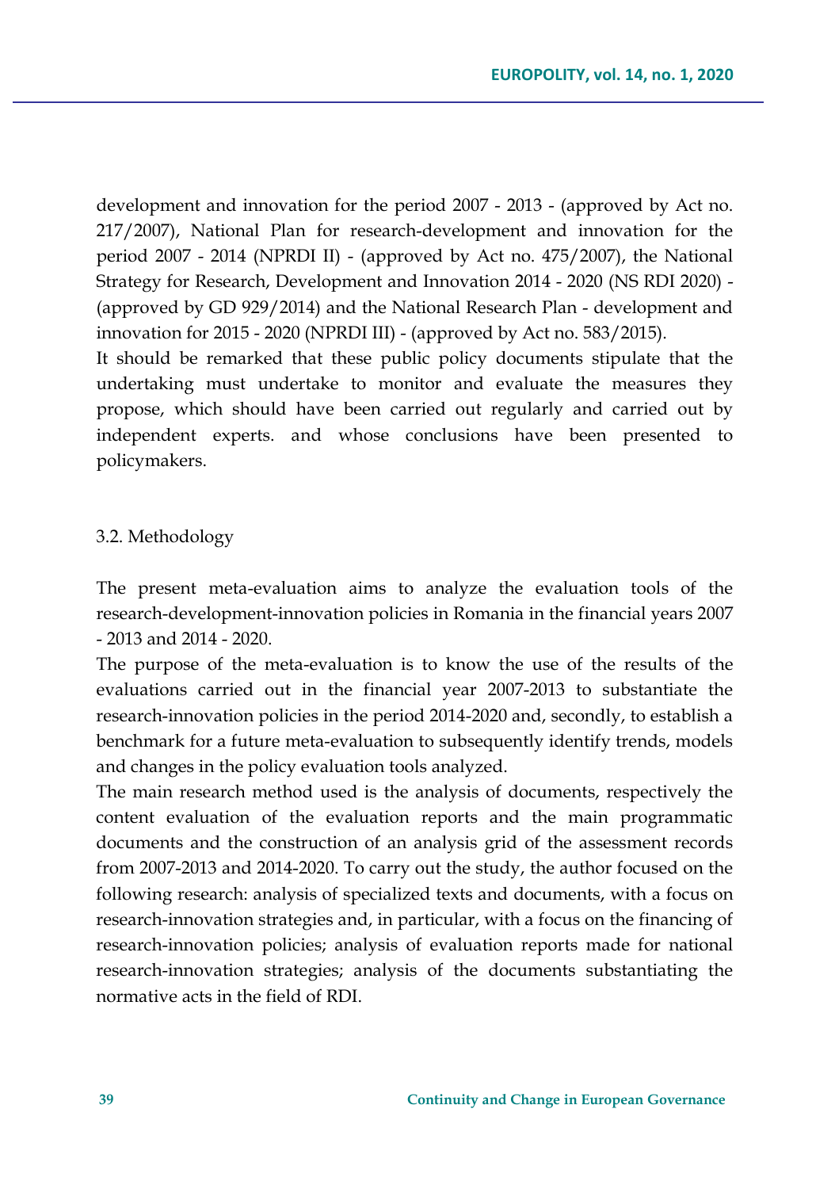development and innovation for the period 2007 - 2013 - (approved by Act no. 217/2007), National Plan for research-development and innovation for the period 2007 - 2014 (NPRDI II) - (approved by Act no. 475/2007), the National Strategy for Research, Development and Innovation 2014 - 2020 (NS RDI 2020) - (approved by GD 929/2014) and the National Research Plan - development and innovation for 2015 - 2020 (NPRDI III) - (approved by Act no. 583/2015).

It should be remarked that these public policy documents stipulate that the undertaking must undertake to monitor and evaluate the measures they propose, which should have been carried out regularly and carried out by independent experts. and whose conclusions have been presented to policymakers.

### 3.2. Methodology

The present meta-evaluation aims to analyze the evaluation tools of the research-development-innovation policies in Romania in the financial years 2007 - 2013 and 2014 - 2020.

The purpose of the meta-evaluation is to know the use of the results of the evaluations carried out in the financial year 2007-2013 to substantiate the research-innovation policies in the period 2014-2020 and, secondly, to establish a benchmark for a future meta-evaluation to subsequently identify trends, models and changes in the policy evaluation tools analyzed.

The main research method used is the analysis of documents, respectively the content evaluation of the evaluation reports and the main programmatic documents and the construction of an analysis grid of the assessment records from 2007-2013 and 2014-2020. To carry out the study, the author focused on the following research: analysis of specialized texts and documents, with a focus on research-innovation strategies and, in particular, with a focus on the financing of research-innovation policies; analysis of evaluation reports made for national research-innovation strategies; analysis of the documents substantiating the normative acts in the field of RDI.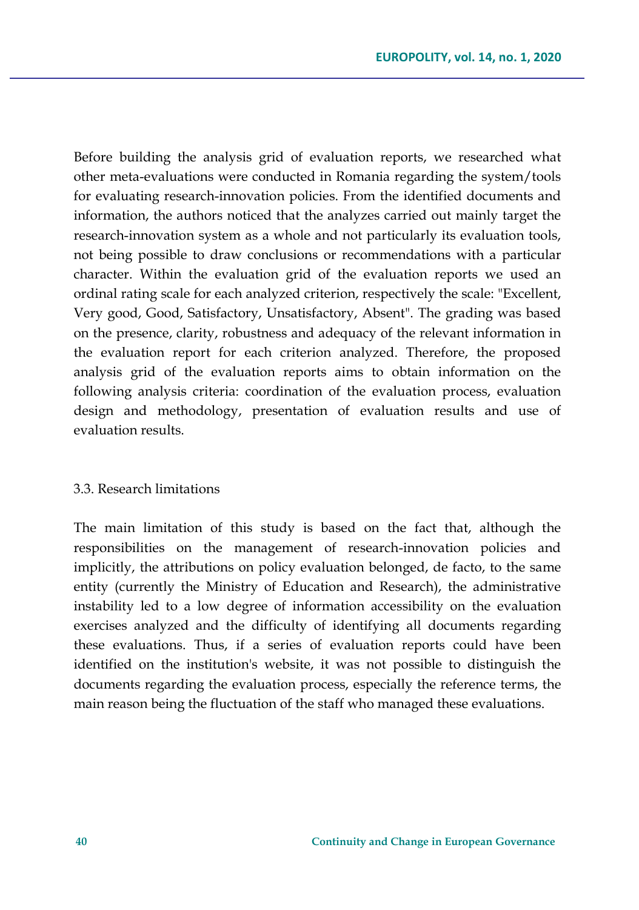Before building the analysis grid of evaluation reports, we researched what other meta-evaluations were conducted in Romania regarding the system/tools for evaluating research-innovation policies. From the identified documents and information, the authors noticed that the analyzes carried out mainly target the research-innovation system as a whole and not particularly its evaluation tools, not being possible to draw conclusions or recommendations with a particular character. Within the evaluation grid of the evaluation reports we used an ordinal rating scale for each analyzed criterion, respectively the scale: "Excellent, Very good, Good, Satisfactory, Unsatisfactory, Absent". The grading was based on the presence, clarity, robustness and adequacy of the relevant information in the evaluation report for each criterion analyzed. Therefore, the proposed analysis grid of the evaluation reports aims to obtain information on the following analysis criteria: coordination of the evaluation process, evaluation design and methodology, presentation of evaluation results and use of evaluation results.

### 3.3. Research limitations

The main limitation of this study is based on the fact that, although the responsibilities on the management of research-innovation policies and implicitly, the attributions on policy evaluation belonged, de facto, to the same entity (currently the Ministry of Education and Research), the administrative instability led to a low degree of information accessibility on the evaluation exercises analyzed and the difficulty of identifying all documents regarding these evaluations. Thus, if a series of evaluation reports could have been identified on the institution's website, it was not possible to distinguish the documents regarding the evaluation process, especially the reference terms, the main reason being the fluctuation of the staff who managed these evaluations.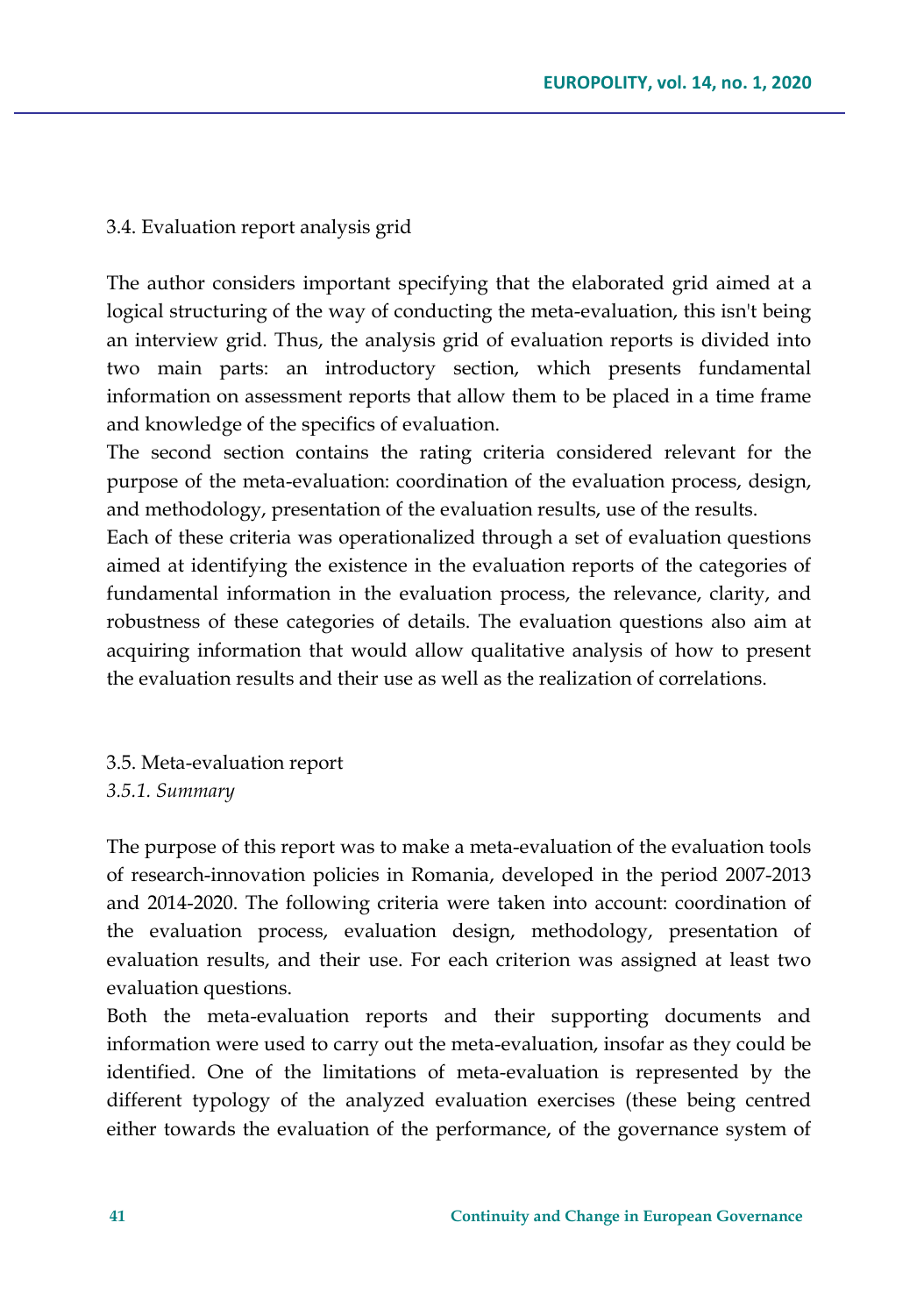### 3.4. Evaluation report analysis grid

The author considers important specifying that the elaborated grid aimed at a logical structuring of the way of conducting the meta-evaluation, this isn't being an interview grid. Thus, the analysis grid of evaluation reports is divided into two main parts: an introductory section, which presents fundamental information on assessment reports that allow them to be placed in a time frame and knowledge of the specifics of evaluation.

The second section contains the rating criteria considered relevant for the purpose of the meta-evaluation: coordination of the evaluation process, design, and methodology, presentation of the evaluation results, use of the results.

Each of these criteria was operationalized through a set of evaluation questions aimed at identifying the existence in the evaluation reports of the categories of fundamental information in the evaluation process, the relevance, clarity, and robustness of these categories of details. The evaluation questions also aim at acquiring information that would allow qualitative analysis of how to present the evaluation results and their use as well as the realization of correlations.

### 3.5. Meta-evaluation report

#### *3.5.1. Summary*

The purpose of this report was to make a meta-evaluation of the evaluation tools of research-innovation policies in Romania, developed in the period 2007-2013 and 2014-2020. The following criteria were taken into account: coordination of the evaluation process, evaluation design, methodology, presentation of evaluation results, and their use. For each criterion was assigned at least two evaluation questions.

Both the meta-evaluation reports and their supporting documents and information were used to carry out the meta-evaluation, insofar as they could be identified. One of the limitations of meta-evaluation is represented by the different typology of the analyzed evaluation exercises (these being centred either towards the evaluation of the performance, of the governance system of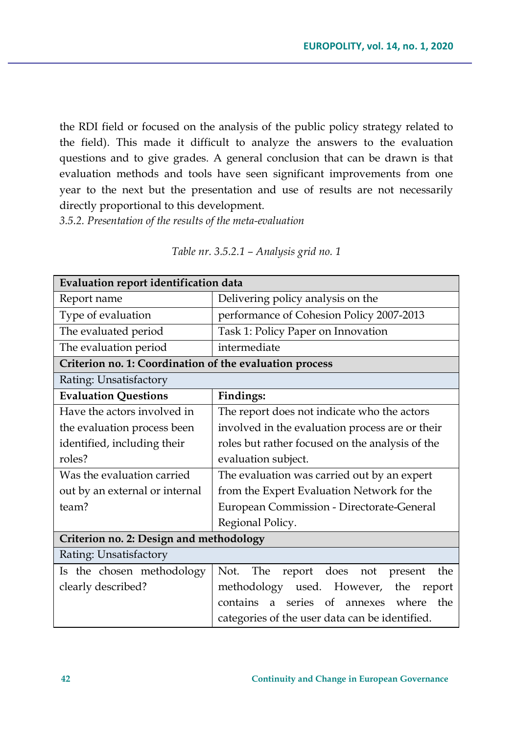the RDI field or focused on the analysis of the public policy strategy related to the field). This made it difficult to analyze the answers to the evaluation questions and to give grades. A general conclusion that can be drawn is that evaluation methods and tools have seen significant improvements from one year to the next but the presentation and use of results are not necessarily directly proportional to this development.

*3.5.2. Presentation of the results of the meta-evaluation*

*Table nr. 3.5.2.1 – Analysis grid no. 1*

| **Evaluation report identification data** | |
|---|---|
| Report name | Delivering policy analysis on the |
| Type of evaluation | performance of Cohesion Policy 2007-2013 |
| The evaluated period | Task 1: Policy Paper on Innovation |
| The evaluation period | intermediate |
| **Criterion no. 1: Coordination of the evaluation process** | |
| Rating: Unsatisfactory | |
| **Evaluation Questions** | **Findings:** |
| Have the actors involved in the evaluation process been identified, including their roles? | The report does not indicate who the actors involved in the evaluation process are or their roles but rather focused on the analysis of the evaluation subject. |
| Was the evaluation carried out by an external or internal team? | The evaluation was carried out by an expert from the Expert Evaluation Network for the European Commission - Directorate-General Regional Policy. |
| **Criterion no. 2: Design and methodology** | |
| Rating: Unsatisfactory | |
| Is the chosen methodology clearly described? | Not. The report does not present the methodology used. However, the report contains a series of annexes where the categories of the user data can be identified. |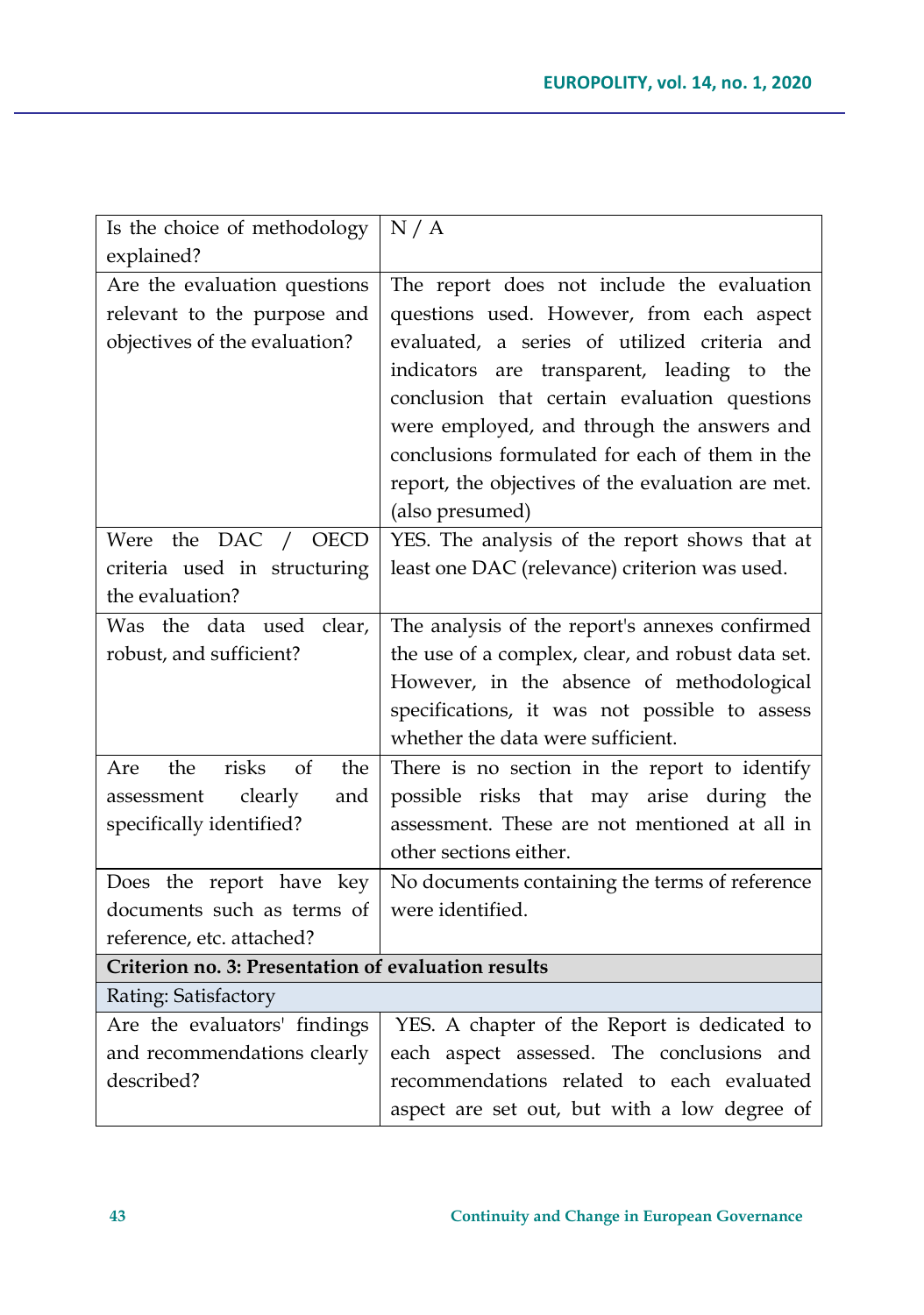| | |
|---|---|
| Is the choice of methodology explained? | N / A |
| Are the evaluation questions relevant to the purpose and objectives of the evaluation? | The report does not include the evaluation questions used. However, from each aspect evaluated, a series of utilized criteria and indicators are transparent, leading to the conclusion that certain evaluation questions were employed, and through the answers and conclusions formulated for each of them in the report, the objectives of the evaluation are met. (also presumed) |
| Were the DAC / OECD criteria used in structuring the evaluation? | YES. The analysis of the report shows that at least one DAC (relevance) criterion was used. |
| Was the data used clear, robust, and sufficient? | The analysis of the report's annexes confirmed the use of a complex, clear, and robust data set. However, in the absence of methodological specifications, it was not possible to assess whether the data were sufficient. |
| Are the risks of the assessment clearly and specifically identified? | There is no section in the report to identify possible risks that may arise during the assessment. These are not mentioned at all in other sections either. |
| Does the report have key documents such as terms of reference, etc. attached? | No documents containing the terms of reference were identified. |
| **Criterion no. 3: Presentation of evaluation results** | |
| Rating: Satisfactory | |
| Are the evaluators' findings and recommendations clearly described? | YES. A chapter of the Report is dedicated to each aspect assessed. The conclusions and recommendations related to each evaluated aspect are set out, but with a low degree of |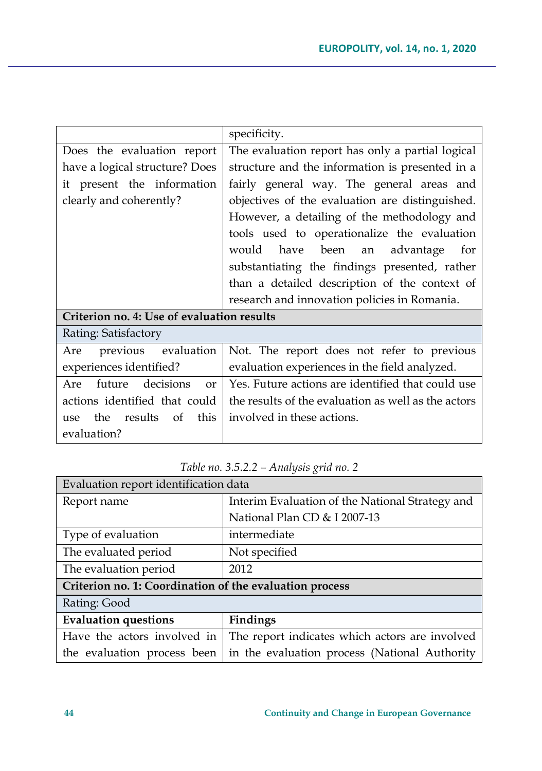| | |
|---|---|
| | specificity. |
| Does the evaluation report have a logical structure? Does it present the information clearly and coherently? | The evaluation report has only a partial logical structure and the information is presented in a fairly general way. The general areas and objectives of the evaluation are distinguished. However, a detailing of the methodology and tools used to operationalize the evaluation would have been an advantage for substantiating the findings presented, rather than a detailed description of the context of research and innovation policies in Romania. |
| **Criterion no. 4: Use of evaluation results** | |
| Rating: Satisfactory | |
| Are previous evaluation experiences identified? | Not. The report does not refer to previous evaluation experiences in the field analyzed. |
| Are future decisions or actions identified that could use the results of this evaluation? | Yes. Future actions are identified that could use the results of the evaluation as well as the actors involved in these actions. |

*Table no. 3.5.2.2 – Analysis grid no. 2*

| Evaluation report identification data | |
|---|---|
| Report name | Interim Evaluation of the National Strategy and National Plan CD & I 2007-13 |
| Type of evaluation | intermediate |
| The evaluated period | Not specified |
| The evaluation period | 2012 |
| **Criterion no. 1: Coordination of the evaluation process** | |
| Rating: Good | |
| **Evaluation questions** | **Findings** |
| Have the actors involved in the evaluation process been | The report indicates which actors are involved in the evaluation process (National Authority |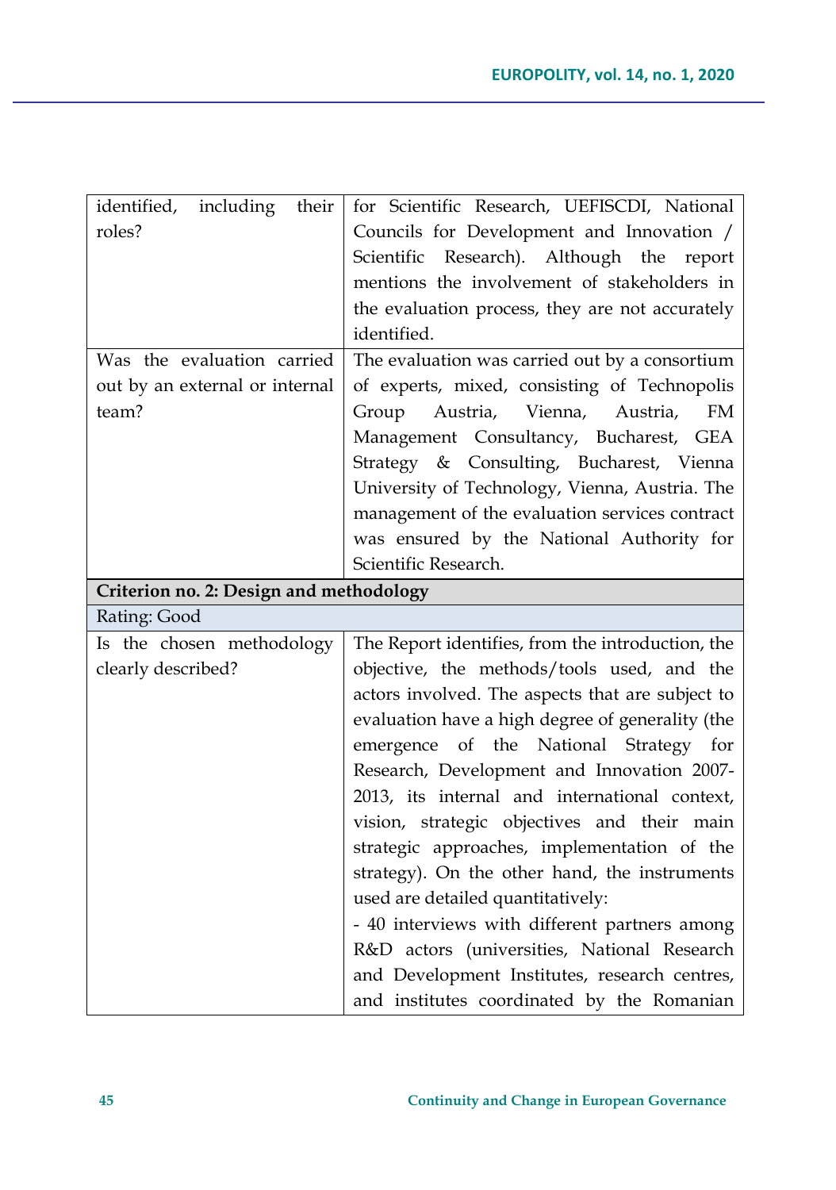| identified, including their roles? | for Scientific Research, UEFISCDI, National Councils for Development and Innovation / Scientific Research). Although the report mentions the involvement of stakeholders in the evaluation process, they are not accurately identified. |
|---|---|
| Was the evaluation carried out by an external or internal team? | The evaluation was carried out by a consortium of experts, mixed, consisting of Technopolis Group Austria, Vienna, Austria, FM Management Consultancy, Bucharest, GEA Strategy & Consulting, Bucharest, Vienna University of Technology, Vienna, Austria. The management of the evaluation services contract was ensured by the National Authority for Scientific Research. |
| **Criterion no. 2: Design and methodology** | |
| Rating: Good | |
| Is the chosen methodology clearly described? | The Report identifies, from the introduction, the objective, the methods/tools used, and the actors involved. The aspects that are subject to evaluation have a high degree of generality (the emergence of the National Strategy for Research, Development and Innovation 2007-2013, its internal and international context, vision, strategic objectives and their main strategic approaches, implementation of the strategy). On the other hand, the instruments used are detailed quantitatively:<br>- 40 interviews with different partners among R&D actors (universities, National Research and Development Institutes, research centres, and institutes coordinated by the Romanian |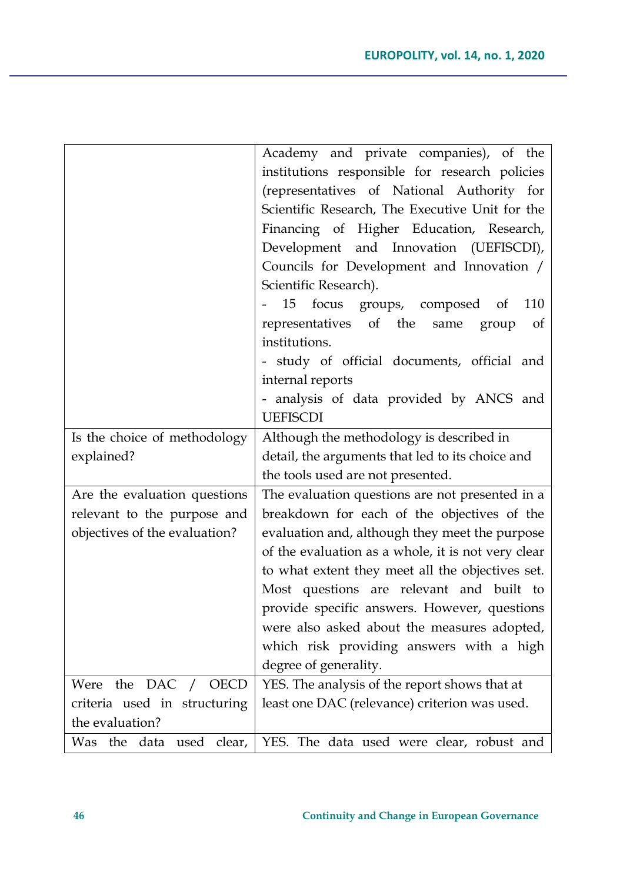| | |
|---|---|
| | Academy and private companies), of the institutions responsible for research policies (representatives of National Authority for Scientific Research, The Executive Unit for the Financing of Higher Education, Research, Development and Innovation (UEFISCDI), Councils for Development and Innovation / Scientific Research).<br>- 15 focus groups, composed of 110 representatives of the same group of institutions.<br>- study of official documents, official and internal reports<br>- analysis of data provided by ANCS and UEFISCDI |
| Is the choice of methodology explained? | Although the methodology is described in detail, the arguments that led to its choice and the tools used are not presented. |
| Are the evaluation questions relevant to the purpose and objectives of the evaluation? | The evaluation questions are not presented in a breakdown for each of the objectives of the evaluation and, although they meet the purpose of the evaluation as a whole, it is not very clear to what extent they meet all the objectives set. Most questions are relevant and built to provide specific answers. However, questions were also asked about the measures adopted, which risk providing answers with a high degree of generality. |
| Were the DAC / OECD criteria used in structuring the evaluation? | YES. The analysis of the report shows that at least one DAC (relevance) criterion was used. |
| Was the data used clear, | YES. The data used were clear, robust and |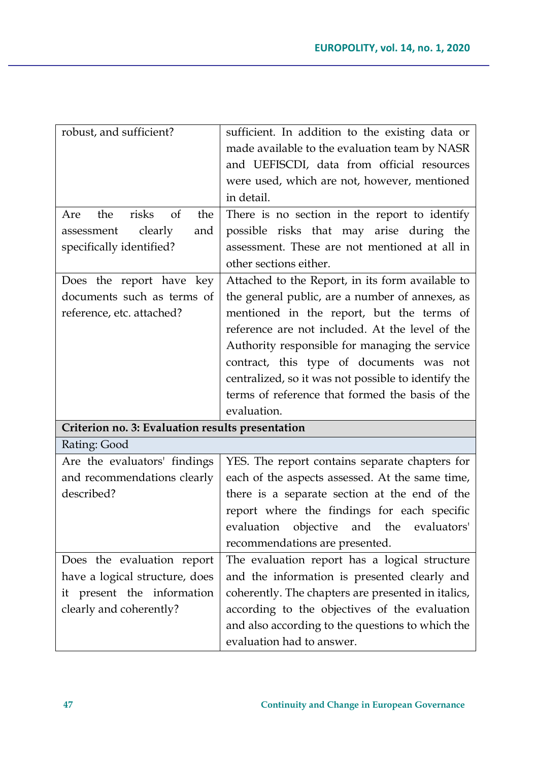| | |
|---|---|
| robust, and sufficient? | sufficient. In addition to the existing data or made available to the evaluation team by NASR and UEFISCDI, data from official resources were used, which are not, however, mentioned in detail. |
| Are the risks of the assessment clearly and specifically identified? | There is no section in the report to identify possible risks that may arise during the assessment. These are not mentioned at all in other sections either. |
| Does the report have key documents such as terms of reference, etc. attached? | Attached to the Report, in its form available to the general public, are a number of annexes, as mentioned in the report, but the terms of reference are not included. At the level of the Authority responsible for managing the service contract, this type of documents was not centralized, so it was not possible to identify the terms of reference that formed the basis of the evaluation. |
| **Criterion no. 3: Evaluation results presentation** | |
| Rating: Good | |
| Are the evaluators' findings and recommendations clearly described? | YES. The report contains separate chapters for each of the aspects assessed. At the same time, there is a separate section at the end of the report where the findings for each specific evaluation objective and the evaluators' recommendations are presented. |
| Does the evaluation report have a logical structure, does it present the information clearly and coherently? | The evaluation report has a logical structure and the information is presented clearly and coherently. The chapters are presented in italics, according to the objectives of the evaluation and also according to the questions to which the evaluation had to answer. |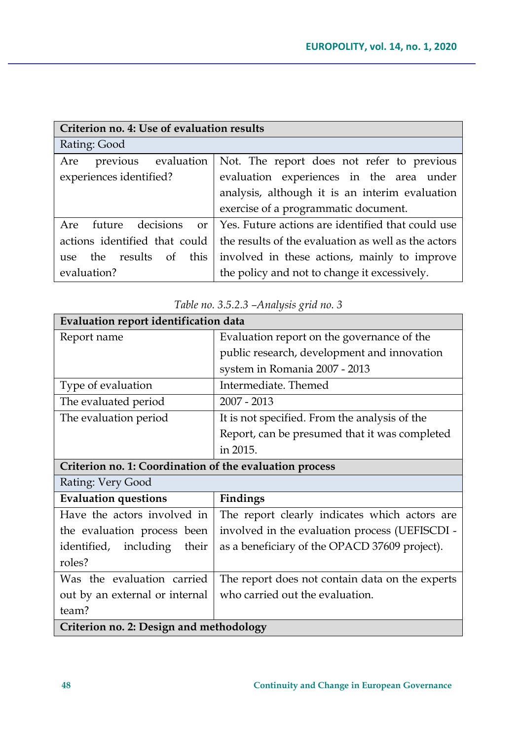| Criterion no. 4: Use of evaluation results | |
|---|---|
| Rating: Good | |
| Are previous evaluation experiences identified? | Not. The report does not refer to previous evaluation experiences in the area under analysis, although it is an interim evaluation exercise of a programmatic document. |
| Are future decisions or actions identified that could use the results of this evaluation? | Yes. Future actions are identified that could use the results of the evaluation as well as the actors involved in these actions, mainly to improve the policy and not to change it excessively. |

*Table no. 3.5.2.3 –Analysis grid no. 3*

| Evaluation report identification data | |
|---|---|
| Report name | Evaluation report on the governance of the public research, development and innovation system in Romania 2007 - 2013 |
| Type of evaluation | Intermediate. Themed |
| The evaluated period | 2007 - 2013 |
| The evaluation period | It is not specified. From the analysis of the Report, can be presumed that it was completed in 2015. |
| **Criterion no. 1: Coordination of the evaluation process** | |
| Rating: Very Good | |
| **Evaluation questions** | **Findings** |
| Have the actors involved in the evaluation process been identified, including their roles? | The report clearly indicates which actors are involved in the evaluation process (UEFISCDI - as a beneficiary of the OPACD 37609 project). |
| Was the evaluation carried out by an external or internal team? | The report does not contain data on the experts who carried out the evaluation. |
| **Criterion no. 2: Design and methodology** | |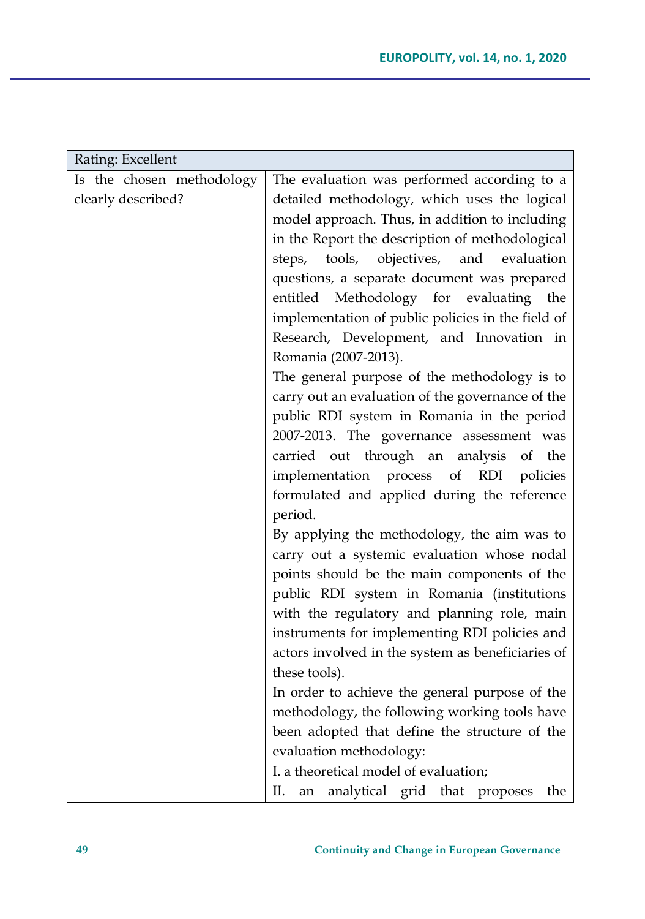| Rating: Excellent | |
|---|---|
| Is the chosen methodology clearly described? | The evaluation was performed according to a detailed methodology, which uses the logical model approach. Thus, in addition to including in the Report the description of methodological steps, tools, objectives, and evaluation questions, a separate document was prepared entitled Methodology for evaluating the implementation of public policies in the field of Research, Development, and Innovation in Romania (2007-2013).<br>The general purpose of the methodology is to carry out an evaluation of the governance of the public RDI system in Romania in the period 2007-2013. The governance assessment was carried out through an analysis of the implementation process of RDI policies formulated and applied during the reference period.<br>By applying the methodology, the aim was to carry out a systemic evaluation whose nodal points should be the main components of the public RDI system in Romania (institutions with the regulatory and planning role, main instruments for implementing RDI policies and actors involved in the system as beneficiaries of these tools).<br>In order to achieve the general purpose of the methodology, the following working tools have been adopted that define the structure of the evaluation methodology:<br>I. a theoretical model of evaluation;<br>II. an analytical grid that proposes the |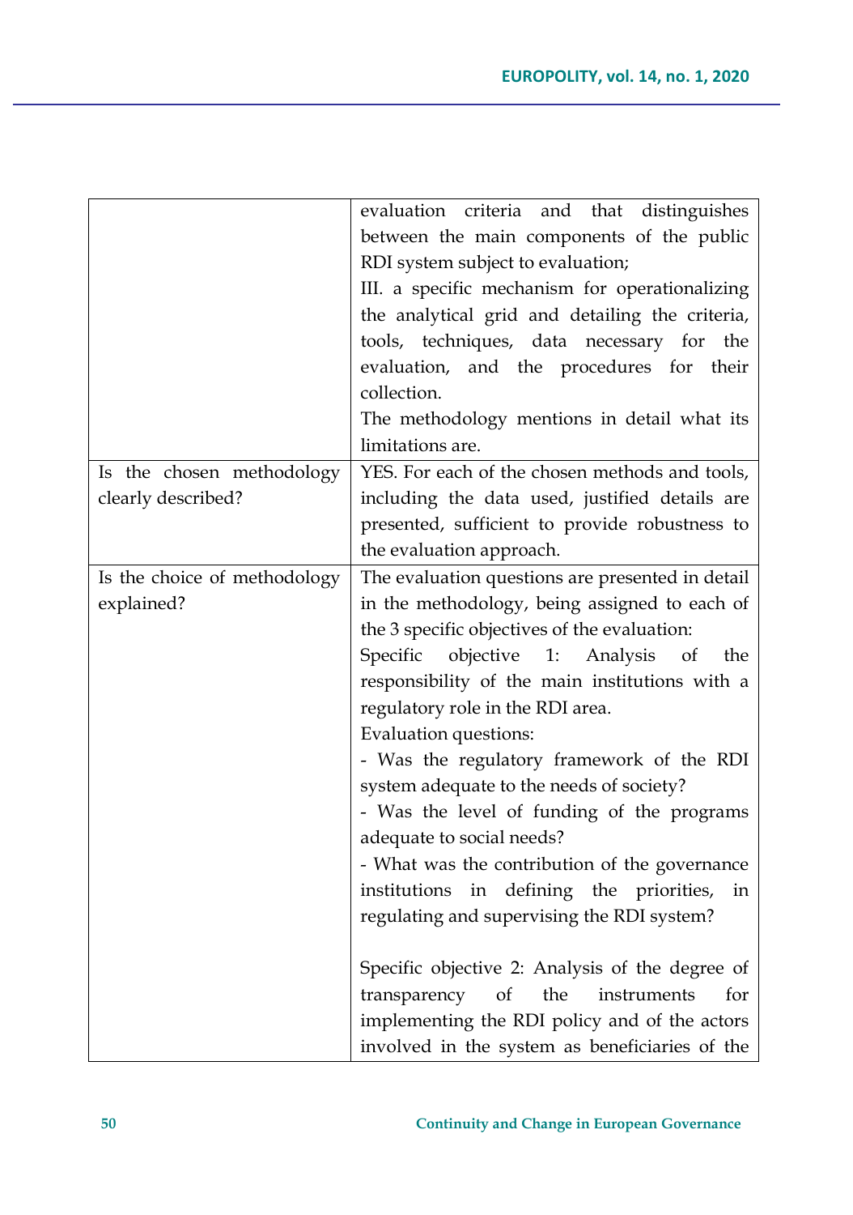| | |
|---|---|
| | evaluation criteria and that distinguishes between the main components of the public RDI system subject to evaluation;<br>III. a specific mechanism for operationalizing the analytical grid and detailing the criteria, tools, techniques, data necessary for the evaluation, and the procedures for their collection.<br>The methodology mentions in detail what its limitations are. |
| Is the chosen methodology clearly described? | YES. For each of the chosen methods and tools, including the data used, justified details are presented, sufficient to provide robustness to the evaluation approach. |
| Is the choice of methodology explained? | The evaluation questions are presented in detail in the methodology, being assigned to each of the 3 specific objectives of the evaluation:<br>Specific objective 1: Analysis of the responsibility of the main institutions with a regulatory role in the RDI area.<br>Evaluation questions:<br>- Was the regulatory framework of the RDI system adequate to the needs of society?<br>- Was the level of funding of the programs adequate to social needs?<br>- What was the contribution of the governance institutions in defining the priorities, in regulating and supervising the RDI system?<br><br>Specific objective 2: Analysis of the degree of transparency of the instruments for implementing the RDI policy and of the actors involved in the system as beneficiaries of the |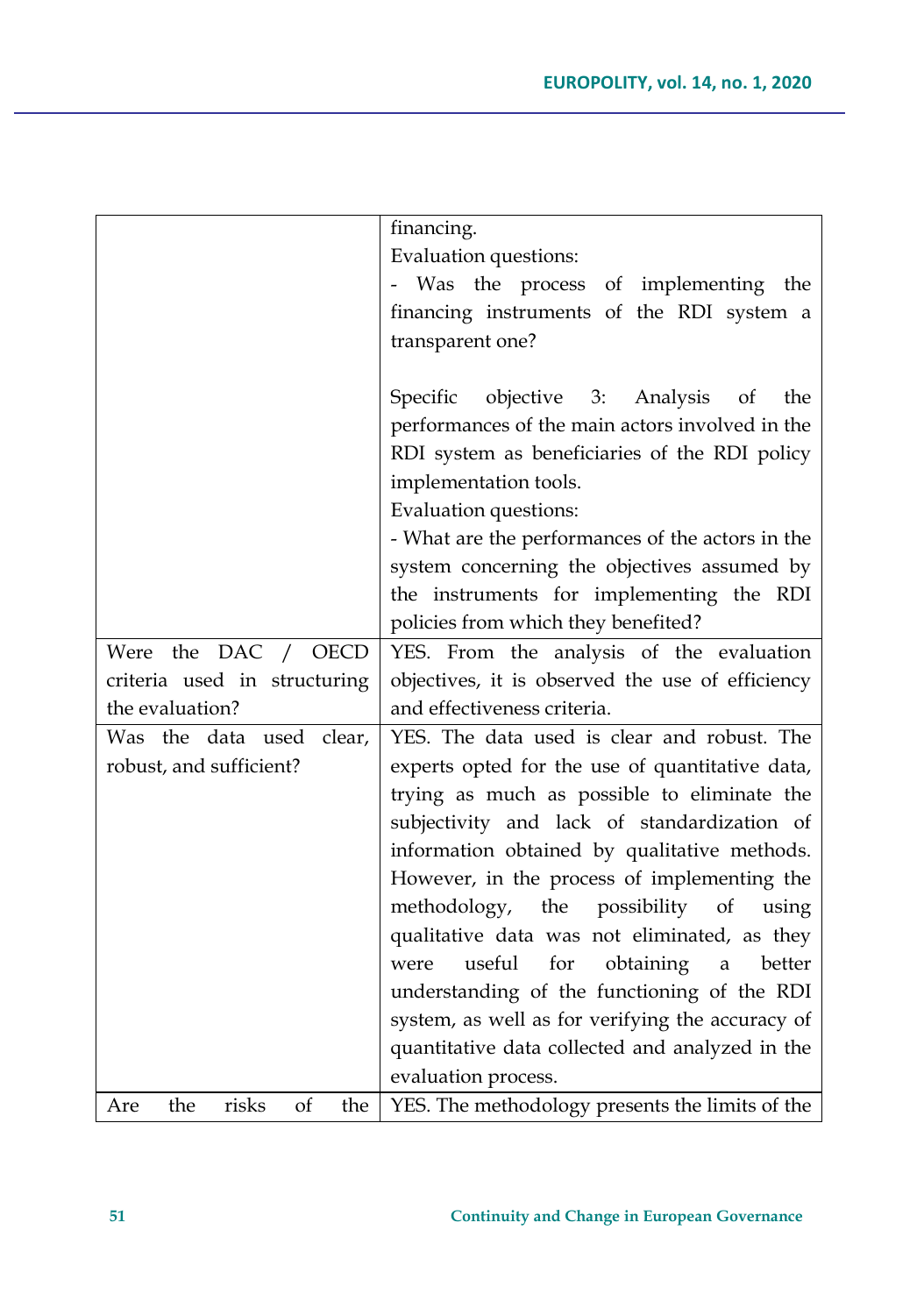| | |
|---|---|
| | financing.<br>Evaluation questions:<br>- Was the process of implementing the financing instruments of the RDI system a transparent one?<br><br>Specific objective 3: Analysis of the performances of the main actors involved in the RDI system as beneficiaries of the RDI policy implementation tools.<br>Evaluation questions:<br>- What are the performances of the actors in the system concerning the objectives assumed by the instruments for implementing the RDI policies from which they benefited? |
| Were the DAC / OECD criteria used in structuring the evaluation? | YES. From the analysis of the evaluation objectives, it is observed the use of efficiency and effectiveness criteria. |
| Was the data used clear, robust, and sufficient? | YES. The data used is clear and robust. The experts opted for the use of quantitative data, trying as much as possible to eliminate the subjectivity and lack of standardization of information obtained by qualitative methods. However, in the process of implementing the methodology, the possibility of using qualitative data was not eliminated, as they were useful for obtaining a better understanding of the functioning of the RDI system, as well as for verifying the accuracy of quantitative data collected and analyzed in the evaluation process. |
| Are the risks of the | YES. The methodology presents the limits of the |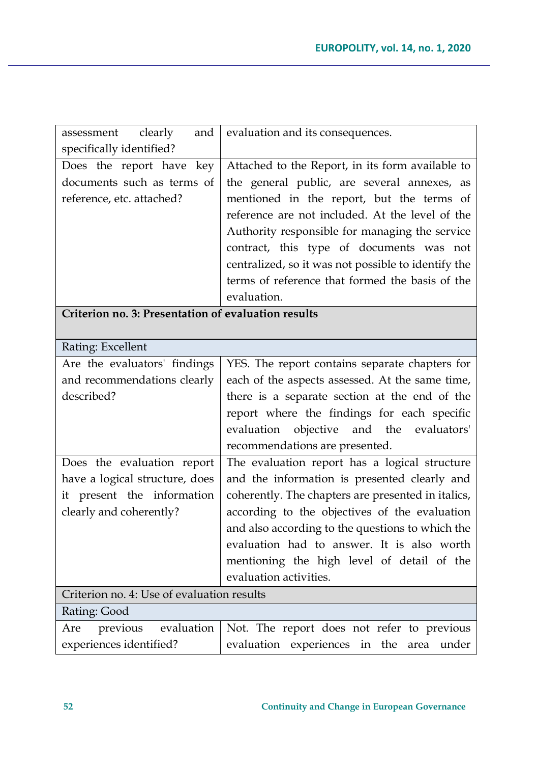| assessment clearly and specifically identified? | evaluation and its consequences. |
| --- | --- |
| Does the report have key documents such as terms of reference, etc. attached? | Attached to the Report, in its form available to the general public, are several annexes, as mentioned in the report, but the terms of reference are not included. At the level of the Authority responsible for managing the service contract, this type of documents was not centralized, so it was not possible to identify the terms of reference that formed the basis of the evaluation. |
| **Criterion no. 3: Presentation of evaluation results** | |
| Rating: Excellent | |
| Are the evaluators' findings and recommendations clearly described? | YES. The report contains separate chapters for each of the aspects assessed. At the same time, there is a separate section at the end of the report where the findings for each specific evaluation objective and the evaluators' recommendations are presented. |
| Does the evaluation report have a logical structure, does it present the information clearly and coherently? | The evaluation report has a logical structure and the information is presented clearly and coherently. The chapters are presented in italics, according to the objectives of the evaluation and also according to the questions to which the evaluation had to answer. It is also worth mentioning the high level of detail of the evaluation activities. |
| Criterion no. 4: Use of evaluation results | |
| Rating: Good | |
| Are previous evaluation experiences identified? | Not. The report does not refer to previous evaluation experiences in the area under |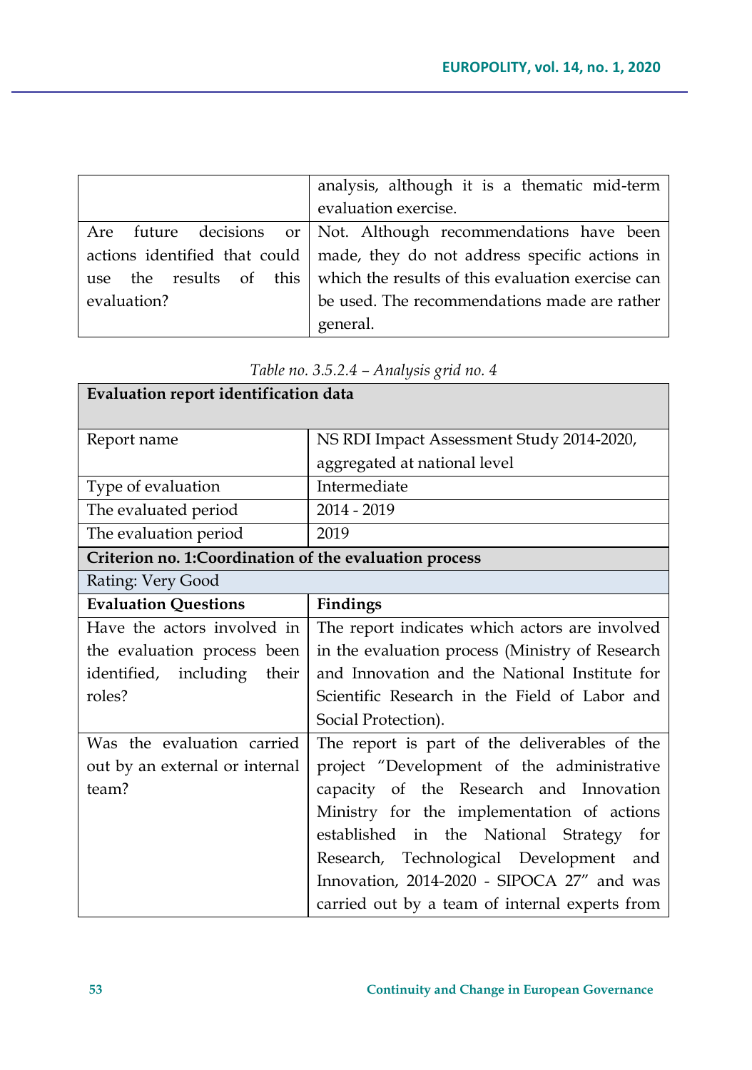| | |
|---|---|
| | analysis, although it is a thematic mid-term evaluation exercise. |
| Are future decisions or actions identified that could use the results of this evaluation? | Not. Although recommendations have been made, they do not address specific actions in which the results of this evaluation exercise can be used. The recommendations made are rather general. |

*Table no. 3.5.2.4 – Analysis grid no. 4*

| **Evaluation report identification data** | |
|---|---|
| Report name | NS RDI Impact Assessment Study 2014-2020, aggregated at national level |
| Type of evaluation | Intermediate |
| The evaluated period | 2014 - 2019 |
| The evaluation period | 2019 |
| **Criterion no. 1:Coordination of the evaluation process** | |
| Rating: Very Good | |
| **Evaluation Questions** | **Findings** |
| Have the actors involved in the evaluation process been identified, including their roles? | The report indicates which actors are involved in the evaluation process (Ministry of Research and Innovation and the National Institute for Scientific Research in the Field of Labor and Social Protection). |
| Was the evaluation carried out by an external or internal team? | The report is part of the deliverables of the project "Development of the administrative capacity of the Research and Innovation Ministry for the implementation of actions established in the National Strategy for Research, Technological Development and Innovation, 2014-2020 - SIPOCA 27" and was carried out by a team of internal experts from |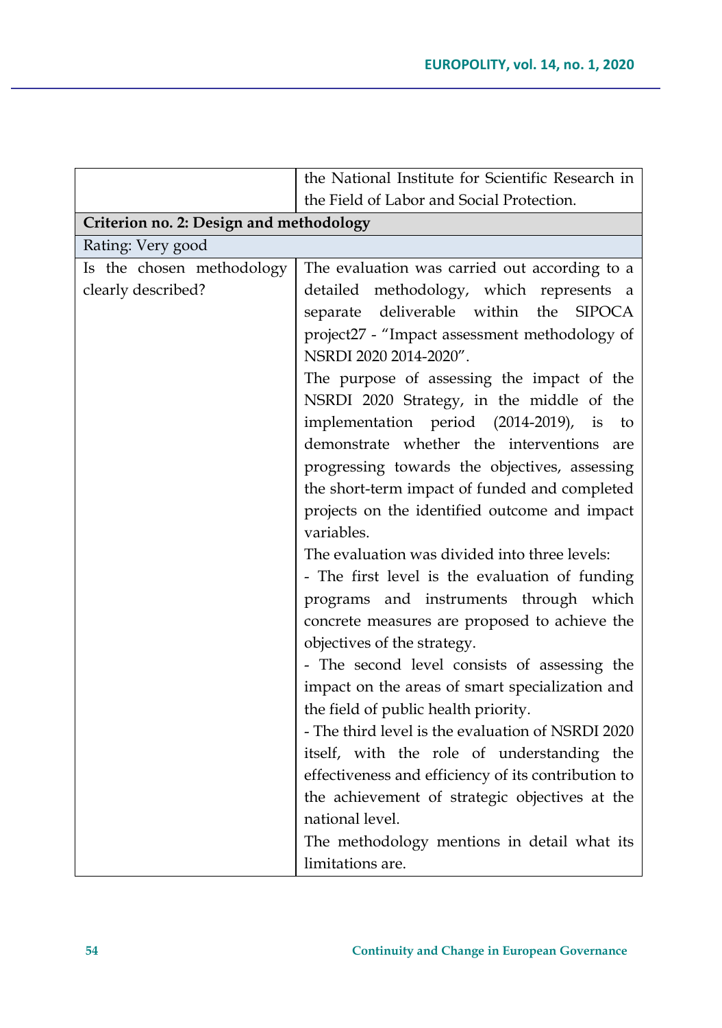|  |  |
|---|---|
|  | the National Institute for Scientific Research in the Field of Labor and Social Protection. |
| **Criterion no. 2: Design and methodology** | |
| Rating: Very good | |
| Is the chosen methodology clearly described? | The evaluation was carried out according to a detailed methodology, which represents a separate deliverable within the SIPOCA project27 - "Impact assessment methodology of NSRDI 2020 2014-2020".<br>The purpose of assessing the impact of the NSRDI 2020 Strategy, in the middle of the implementation period (2014-2019), is to demonstrate whether the interventions are progressing towards the objectives, assessing the short-term impact of funded and completed projects on the identified outcome and impact variables.<br>The evaluation was divided into three levels:<br>- The first level is the evaluation of funding programs and instruments through which concrete measures are proposed to achieve the objectives of the strategy.<br>- The second level consists of assessing the impact on the areas of smart specialization and the field of public health priority.<br>- The third level is the evaluation of NSRDI 2020 itself, with the role of understanding the effectiveness and efficiency of its contribution to the achievement of strategic objectives at the national level.<br>The methodology mentions in detail what its limitations are. |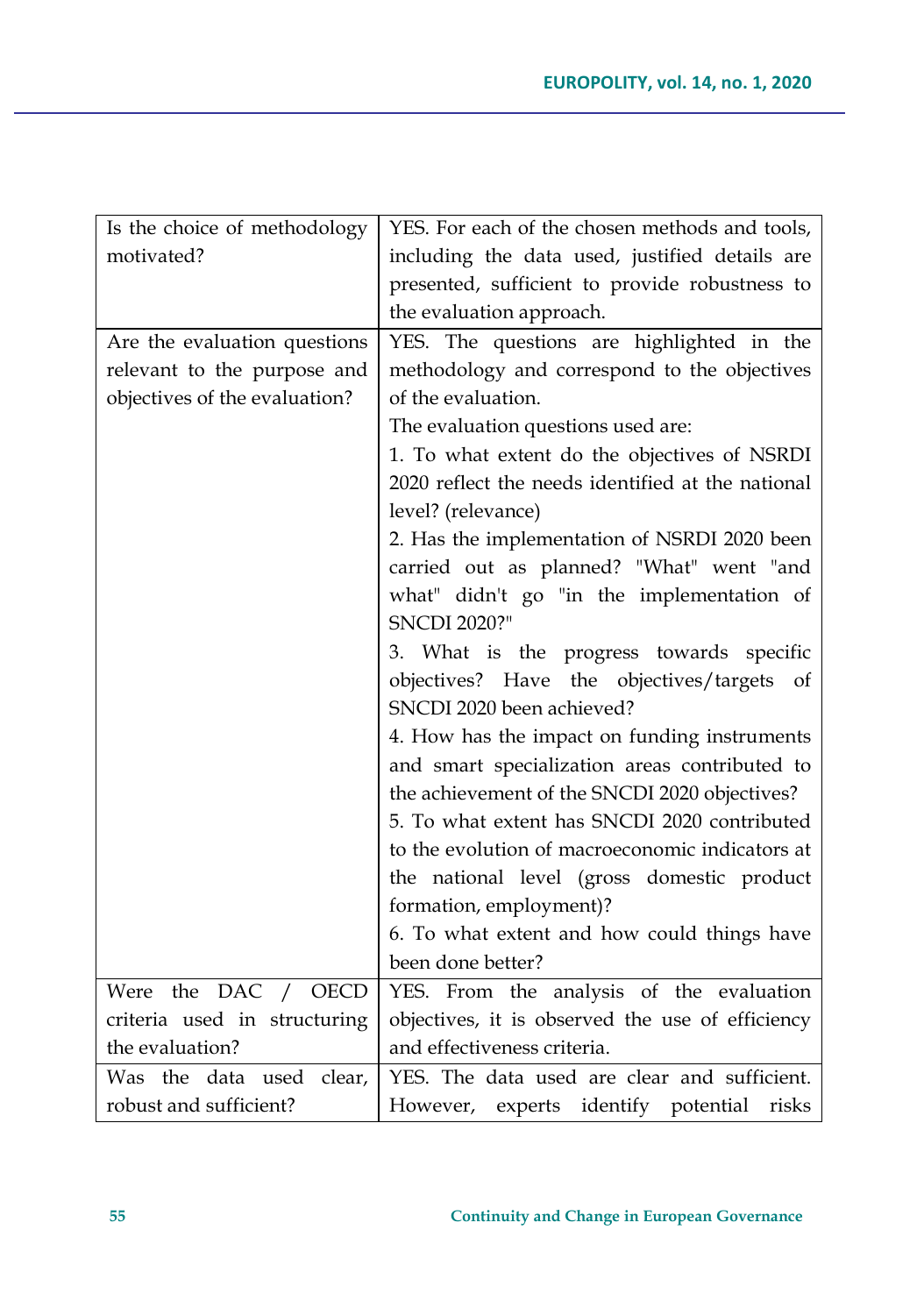| | |
|---|---|
| Is the choice of methodology motivated? | YES. For each of the chosen methods and tools, including the data used, justified details are presented, sufficient to provide robustness to the evaluation approach. |
| Are the evaluation questions relevant to the purpose and objectives of the evaluation? | YES. The questions are highlighted in the methodology and correspond to the objectives of the evaluation.<br>The evaluation questions used are:<br>1. To what extent do the objectives of NSRDI 2020 reflect the needs identified at the national level? (relevance)<br>2. Has the implementation of NSRDI 2020 been carried out as planned? "What" went "and what" didn't go "in the implementation of SNCDI 2020?"<br>3. What is the progress towards specific objectives? Have the objectives/targets of SNCDI 2020 been achieved?<br>4. How has the impact on funding instruments and smart specialization areas contributed to the achievement of the SNCDI 2020 objectives?<br>5. To what extent has SNCDI 2020 contributed to the evolution of macroeconomic indicators at the national level (gross domestic product formation, employment)?<br>6. To what extent and how could things have been done better? |
| Were the DAC / OECD criteria used in structuring the evaluation? | YES. From the analysis of the evaluation objectives, it is observed the use of efficiency and effectiveness criteria. |
| Was the data used clear, robust and sufficient? | YES. The data used are clear and sufficient. However, experts identify potential risks |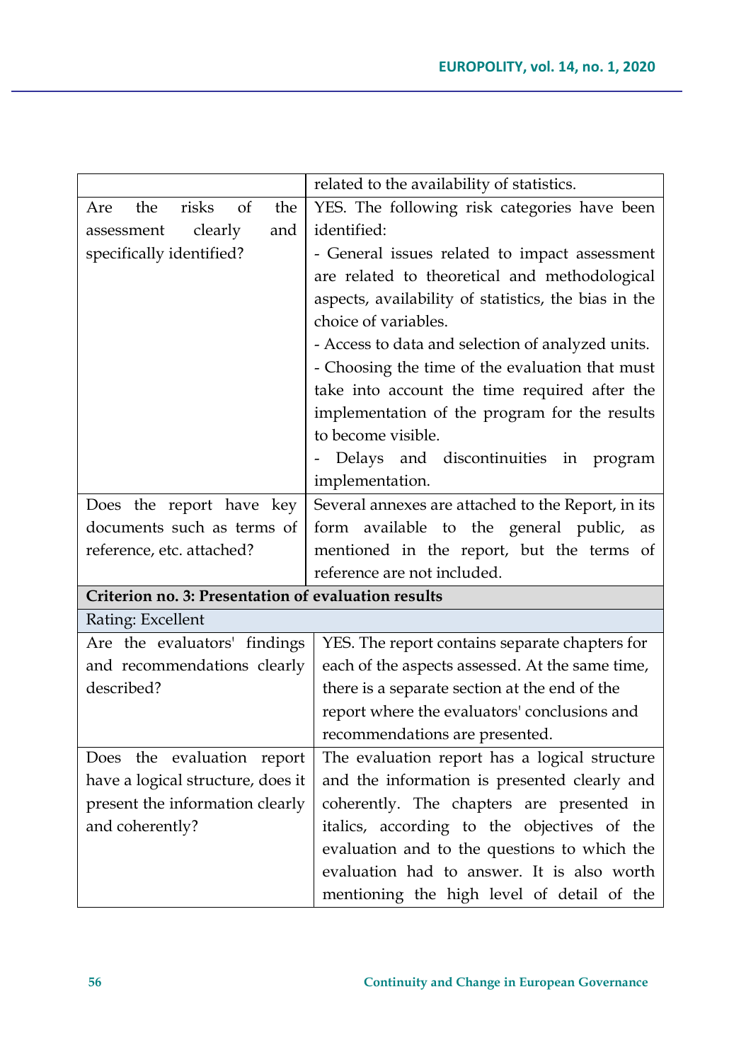| | |
|---|---|
| | related to the availability of statistics. |
| Are the risks of the assessment clearly and specifically identified? | YES. The following risk categories have been identified:<br>- General issues related to impact assessment are related to theoretical and methodological aspects, availability of statistics, the bias in the choice of variables.<br>- Access to data and selection of analyzed units.<br>- Choosing the time of the evaluation that must take into account the time required after the implementation of the program for the results to become visible.<br>- Delays and discontinuities in program implementation. |
| Does the report have key documents such as terms of reference, etc. attached? | Several annexes are attached to the Report, in its form available to the general public, as mentioned in the report, but the terms of reference are not included. |
| **Criterion no. 3: Presentation of evaluation results** | |
| Rating: Excellent | |
| Are the evaluators' findings and recommendations clearly described? | YES. The report contains separate chapters for each of the aspects assessed. At the same time, there is a separate section at the end of the report where the evaluators' conclusions and recommendations are presented. |
| Does the evaluation report have a logical structure, does it present the information clearly and coherently? | The evaluation report has a logical structure and the information is presented clearly and coherently. The chapters are presented in italics, according to the objectives of the evaluation and to the questions to which the evaluation had to answer. It is also worth mentioning the high level of detail of the |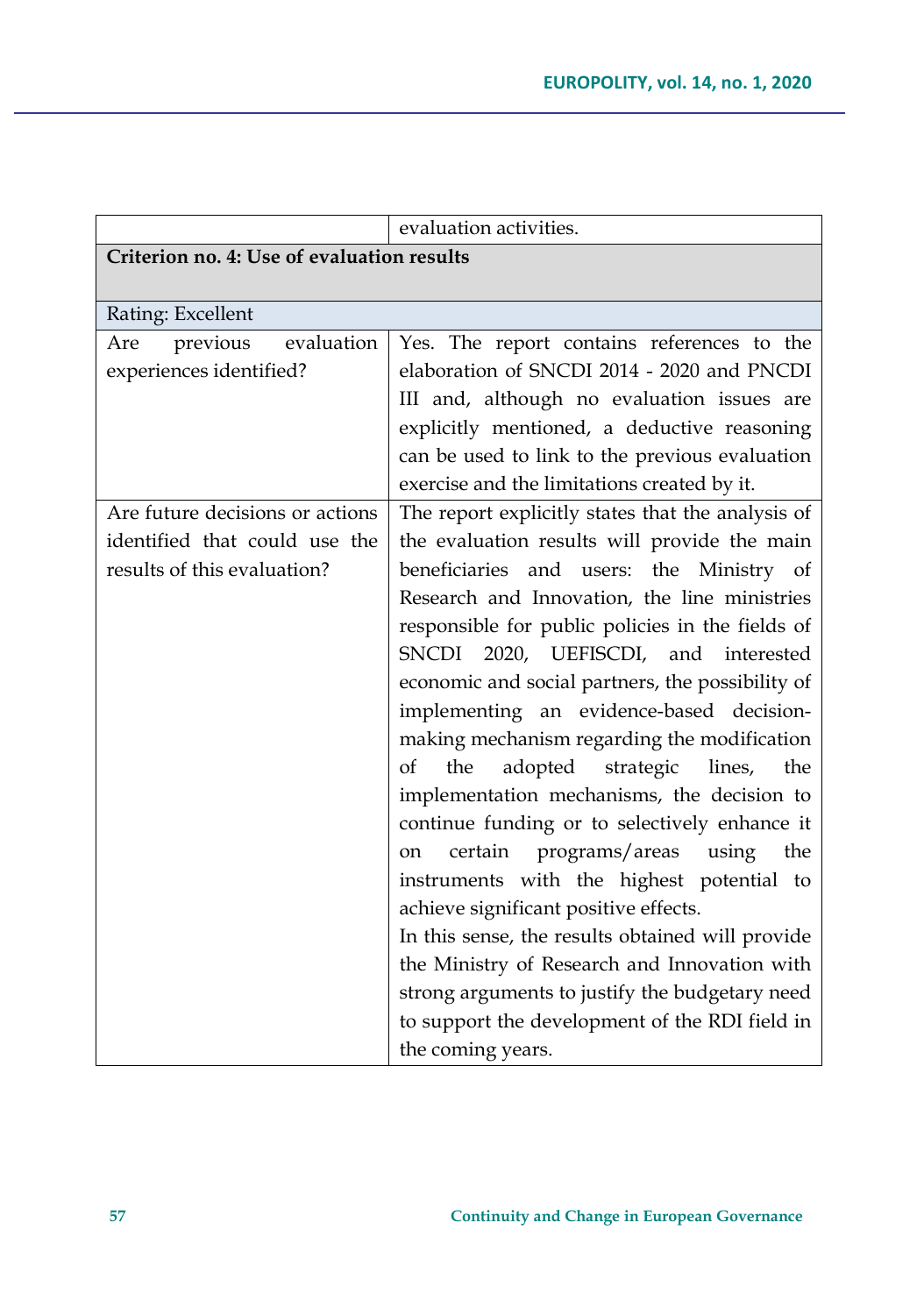| | |
|---|---|
| | evaluation activities. |
| **Criterion no. 4: Use of evaluation results** | |
| Rating: Excellent | |
| Are previous evaluation experiences identified? | Yes. The report contains references to the elaboration of SNCDI 2014 - 2020 and PNCDI III and, although no evaluation issues are explicitly mentioned, a deductive reasoning can be used to link to the previous evaluation exercise and the limitations created by it. |
| Are future decisions or actions identified that could use the results of this evaluation? | The report explicitly states that the analysis of the evaluation results will provide the main beneficiaries and users: the Ministry of Research and Innovation, the line ministries responsible for public policies in the fields of SNCDI 2020, UEFISCDI, and interested economic and social partners, the possibility of implementing an evidence-based decision-making mechanism regarding the modification of the adopted strategic lines, the implementation mechanisms, the decision to continue funding or to selectively enhance it on certain programs/areas using the instruments with the highest potential to achieve significant positive effects. In this sense, the results obtained will provide the Ministry of Research and Innovation with strong arguments to justify the budgetary need to support the development of the RDI field in the coming years. |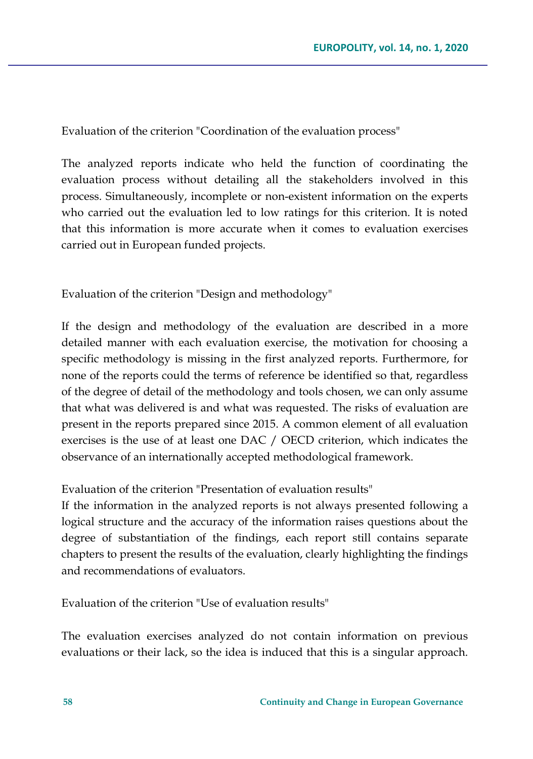Evaluation of the criterion "Coordination of the evaluation process"

The analyzed reports indicate who held the function of coordinating the evaluation process without detailing all the stakeholders involved in this process. Simultaneously, incomplete or non-existent information on the experts who carried out the evaluation led to low ratings for this criterion. It is noted that this information is more accurate when it comes to evaluation exercises carried out in European funded projects.

Evaluation of the criterion "Design and methodology"

If the design and methodology of the evaluation are described in a more detailed manner with each evaluation exercise, the motivation for choosing a specific methodology is missing in the first analyzed reports. Furthermore, for none of the reports could the terms of reference be identified so that, regardless of the degree of detail of the methodology and tools chosen, we can only assume that what was delivered is and what was requested. The risks of evaluation are present in the reports prepared since 2015. A common element of all evaluation exercises is the use of at least one DAC / OECD criterion, which indicates the observance of an internationally accepted methodological framework.

Evaluation of the criterion "Presentation of evaluation results"

If the information in the analyzed reports is not always presented following a logical structure and the accuracy of the information raises questions about the degree of substantiation of the findings, each report still contains separate chapters to present the results of the evaluation, clearly highlighting the findings and recommendations of evaluators.

Evaluation of the criterion "Use of evaluation results"

The evaluation exercises analyzed do not contain information on previous evaluations or their lack, so the idea is induced that this is a singular approach.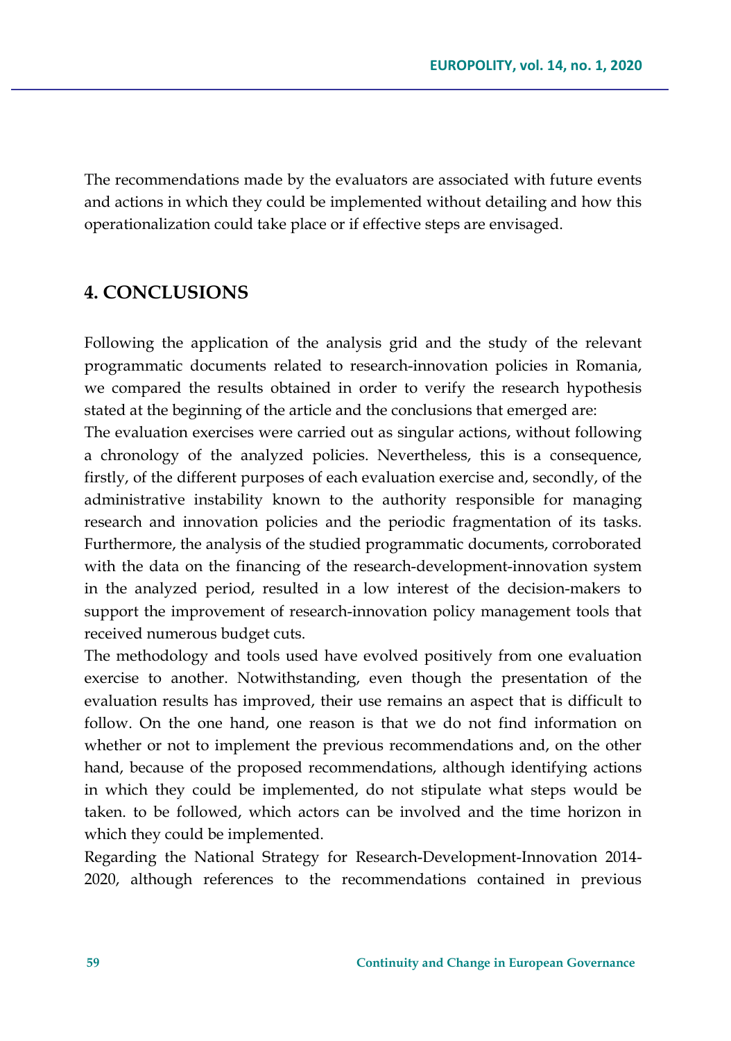The recommendations made by the evaluators are associated with future events and actions in which they could be implemented without detailing and how this operationalization could take place or if effective steps are envisaged.

## 4. CONCLUSIONS

Following the application of the analysis grid and the study of the relevant programmatic documents related to research-innovation policies in Romania, we compared the results obtained in order to verify the research hypothesis stated at the beginning of the article and the conclusions that emerged are:

The evaluation exercises were carried out as singular actions, without following a chronology of the analyzed policies. Nevertheless, this is a consequence, firstly, of the different purposes of each evaluation exercise and, secondly, of the administrative instability known to the authority responsible for managing research and innovation policies and the periodic fragmentation of its tasks. Furthermore, the analysis of the studied programmatic documents, corroborated with the data on the financing of the research-development-innovation system in the analyzed period, resulted in a low interest of the decision-makers to support the improvement of research-innovation policy management tools that received numerous budget cuts.

The methodology and tools used have evolved positively from one evaluation exercise to another. Notwithstanding, even though the presentation of the evaluation results has improved, their use remains an aspect that is difficult to follow. On the one hand, one reason is that we do not find information on whether or not to implement the previous recommendations and, on the other hand, because of the proposed recommendations, although identifying actions in which they could be implemented, do not stipulate what steps would be taken. to be followed, which actors can be involved and the time horizon in which they could be implemented.

Regarding the National Strategy for Research-Development-Innovation 2014-2020, although references to the recommendations contained in previous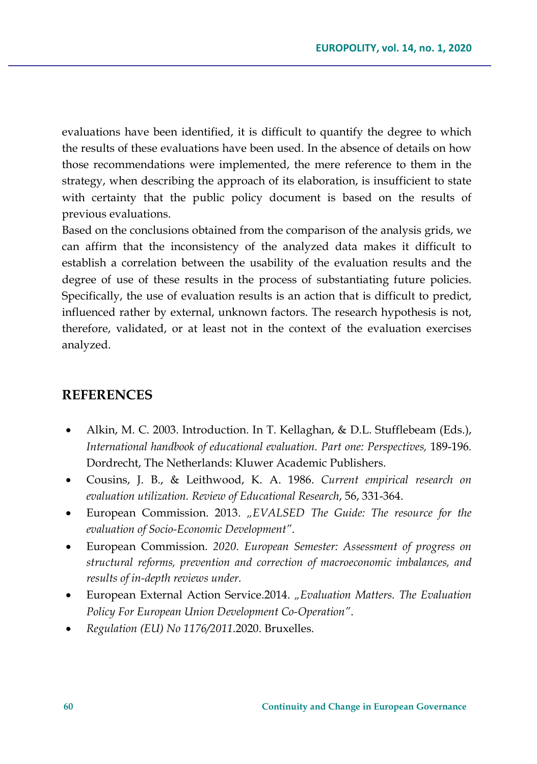evaluations have been identified, it is difficult to quantify the degree to which the results of these evaluations have been used. In the absence of details on how those recommendations were implemented, the mere reference to them in the strategy, when describing the approach of its elaboration, is insufficient to state with certainty that the public policy document is based on the results of previous evaluations.

Based on the conclusions obtained from the comparison of the analysis grids, we can affirm that the inconsistency of the analyzed data makes it difficult to establish a correlation between the usability of the evaluation results and the degree of use of these results in the process of substantiating future policies. Specifically, the use of evaluation results is an action that is difficult to predict, influenced rather by external, unknown factors. The research hypothesis is not, therefore, validated, or at least not in the context of the evaluation exercises analyzed.

## REFERENCES

- Alkin, M. C. 2003. Introduction. In T. Kellaghan, & D.L. Stufflebeam (Eds.), *International handbook of educational evaluation. Part one: Perspectives,* 189-196. Dordrecht, The Netherlands: Kluwer Academic Publishers.
- Cousins, J. B., & Leithwood, K. A. 1986. *Current empirical research on evaluation utilization. Review of Educational Research*, 56, 331-364.
- European Commission. 2013. *„EVALSED The Guide: The resource for the evaluation of Socio-Economic Development"*.
- European Commission. *2020. European Semester: Assessment of progress on structural reforms, prevention and correction of macroeconomic imbalances, and results of in-depth reviews under.*
- European External Action Service.2014. *„Evaluation Matters. The Evaluation Policy For European Union Development Co-Operation"*.
- *Regulation (EU) No 1176/2011.*2020. Bruxelles.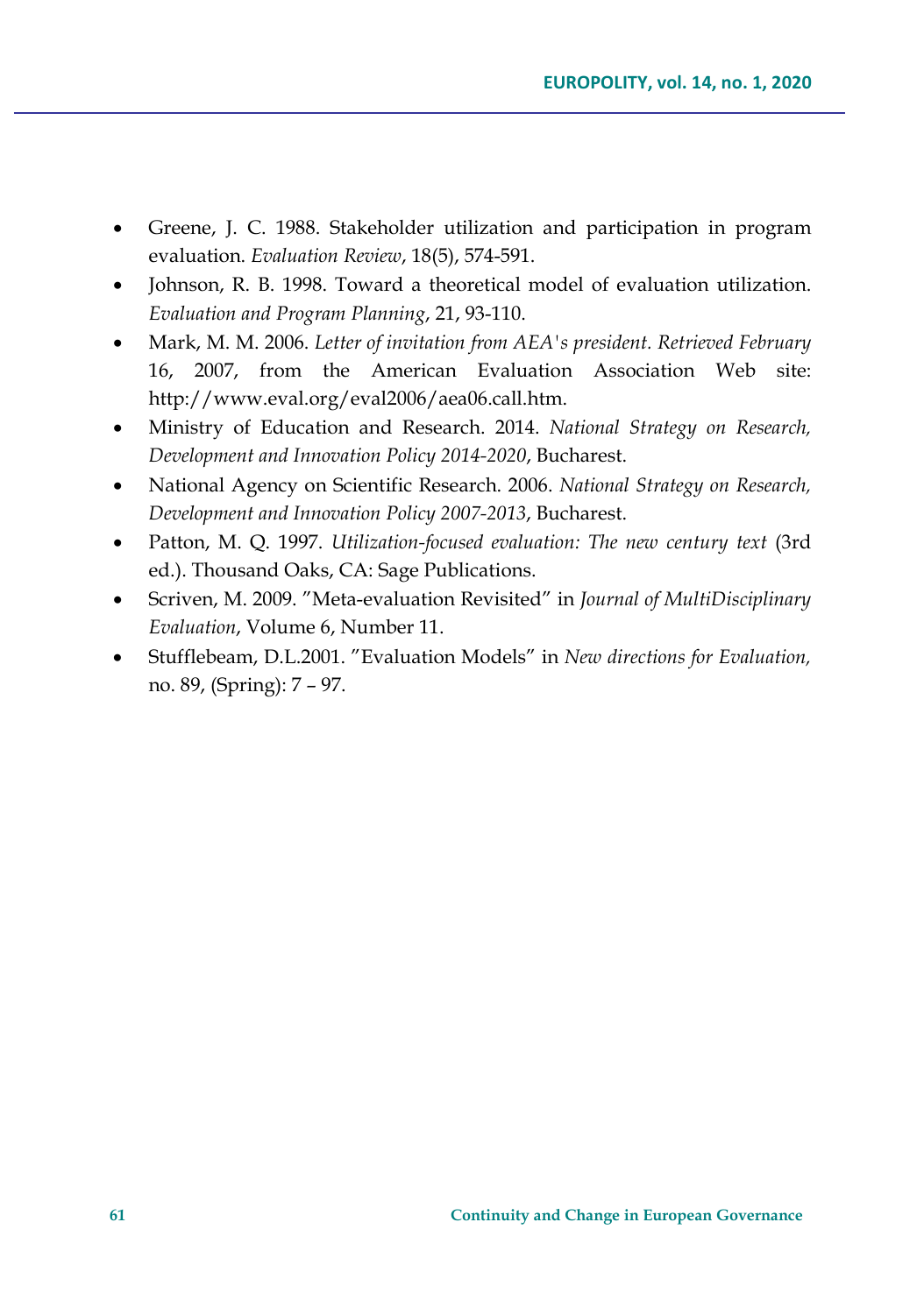- Greene, J. C. 1988. Stakeholder utilization and participation in program evaluation. *Evaluation Review*, 18(5), 574-591.
- Johnson, R. B. 1998. Toward a theoretical model of evaluation utilization. *Evaluation and Program Planning*, 21, 93-110.
- Mark, M. M. 2006. *Letter of invitation from AEA's president. Retrieved February* 16, 2007, from the American Evaluation Association Web site: http://www.eval.org/eval2006/aea06.call.htm.
- Ministry of Education and Research. 2014. *National Strategy on Research, Development and Innovation Policy 2014-2020*, Bucharest.
- National Agency on Scientific Research. 2006. *National Strategy on Research, Development and Innovation Policy 2007-2013*, Bucharest.
- Patton, M. Q. 1997. *Utilization-focused evaluation: The new century text* (3rd ed.). Thousand Oaks, CA: Sage Publications.
- Scriven, M. 2009. "Meta-evaluation Revisited" in *Journal of MultiDisciplinary Evaluation*, Volume 6, Number 11.
- Stufflebeam, D.L.2001. "Evaluation Models" in *New directions for Evaluation,* no. 89, (Spring): 7 – 97.